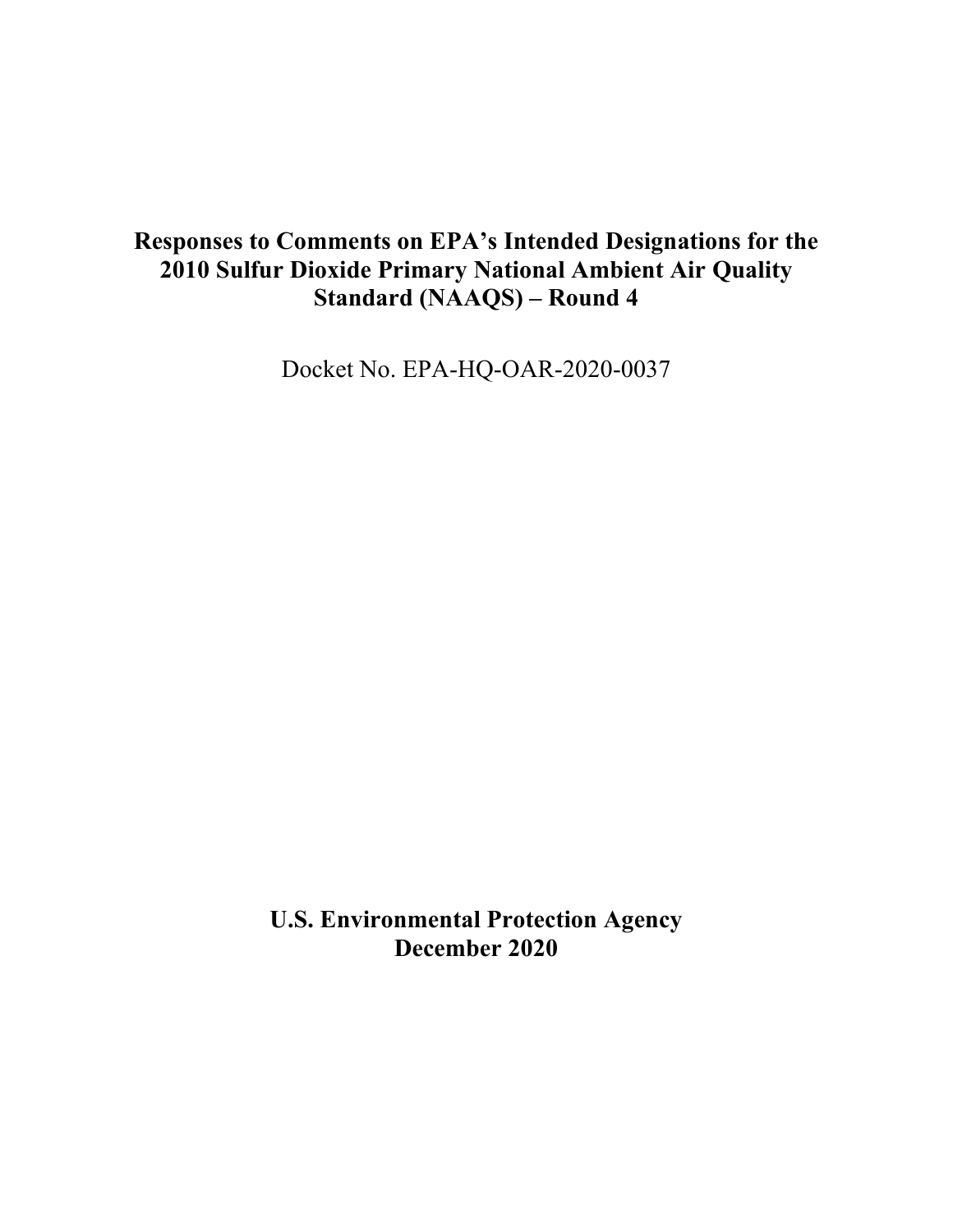# Responses to Comments on EPA's Intended Designations for the 2010 Sulfur Dioxide Primary National Ambient Air Quality Standard (NAAQS) – Round 4

Docket No. EPA-HQ-OAR-2020-0037

**U.S. Environmental Protection Agency**
**December 2020**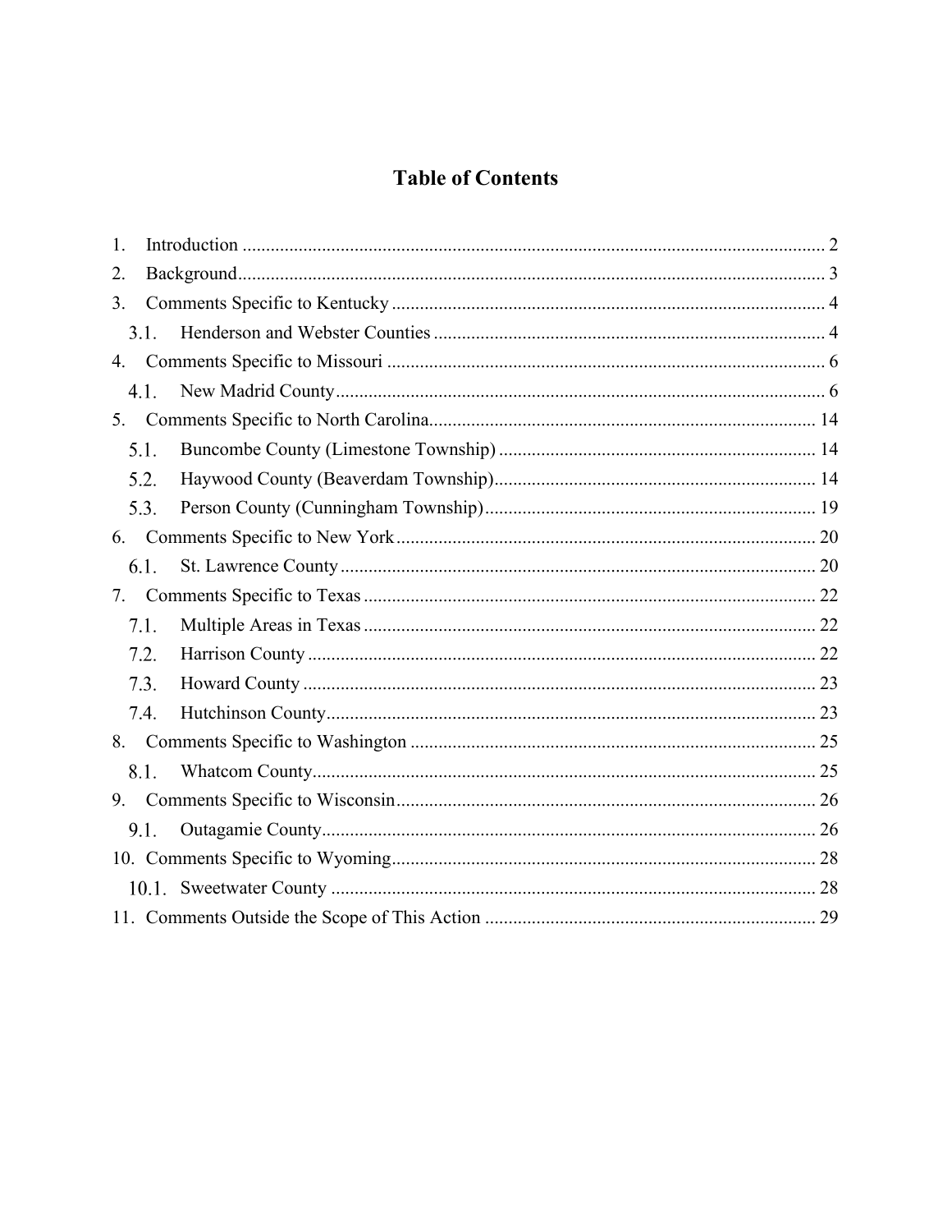# Table of Contents

1. Introduction ........................................................................................................................ 2
2. Background........................................................................................................................ 3
3. Comments Specific to Kentucky ........................................................................................ 4
   3.1. Henderson and Webster Counties ................................................................................ 4
4. Comments Specific to Missouri .......................................................................................... 6
   4.1. New Madrid County...................................................................................................... 6
5. Comments Specific to North Carolina................................................................................ 14
   5.1. Buncombe County (Limestone Township) ................................................................... 14
   5.2. Haywood County (Beaverdam Township)..................................................................... 14
   5.3. Person County (Cunningham Township) ...................................................................... 19
6. Comments Specific to New York ........................................................................................ 20
   6.1. St. Lawrence County ..................................................................................................... 20
7. Comments Specific to Texas ............................................................................................... 22
   7.1. Multiple Areas in Texas ................................................................................................ 22
   7.2. Harrison County ............................................................................................................ 22
   7.3. Howard County ............................................................................................................. 23
   7.4. Hutchinson County........................................................................................................ 23
8. Comments Specific to Washington ..................................................................................... 25
   8.1. Whatcom County........................................................................................................... 25
9. Comments Specific to Wisconsin......................................................................................... 26
   9.1. Outagamie County.......................................................................................................... 26
10. Comments Specific to Wyoming.......................................................................................... 28
    10.1. Sweetwater County ....................................................................................................... 28
11. Comments Outside the Scope of This Action ..................................................................... 29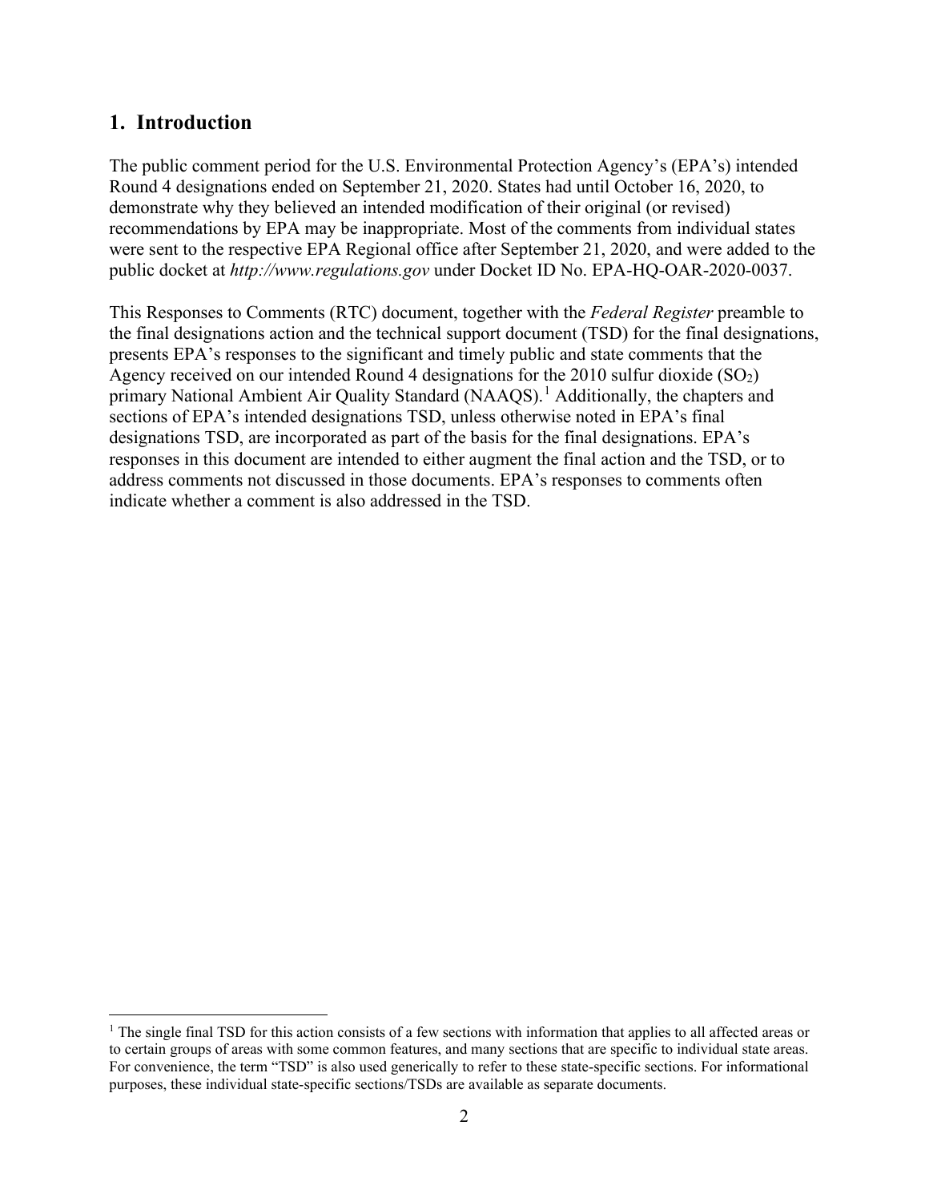## 1. Introduction

The public comment period for the U.S. Environmental Protection Agency's (EPA's) intended Round 4 designations ended on September 21, 2020. States had until October 16, 2020, to demonstrate why they believed an intended modification of their original (or revised) recommendations by EPA may be inappropriate. Most of the comments from individual states were sent to the respective EPA Regional office after September 21, 2020, and were added to the public docket at *http://www.regulations.gov* under Docket ID No. EPA-HQ-OAR-2020-0037.

This Responses to Comments (RTC) document, together with the *Federal Register* preamble to the final designations action and the technical support document (TSD) for the final designations, presents EPA's responses to the significant and timely public and state comments that the Agency received on our intended Round 4 designations for the 2010 sulfur dioxide ($SO_2$) primary National Ambient Air Quality Standard (NAAQS).[1] Additionally, the chapters and sections of EPA's intended designations TSD, unless otherwise noted in EPA's final designations TSD, are incorporated as part of the basis for the final designations. EPA's responses in this document are intended to either augment the final action and the TSD, or to address comments not discussed in those documents. EPA's responses to comments often indicate whether a comment is also addressed in the TSD.

[1] The single final TSD for this action consists of a few sections with information that applies to all affected areas or to certain groups of areas with some common features, and many sections that are specific to individual state areas. For convenience, the term "TSD" is also used generically to refer to these state-specific sections. For informational purposes, these individual state-specific sections/TSDs are available as separate documents.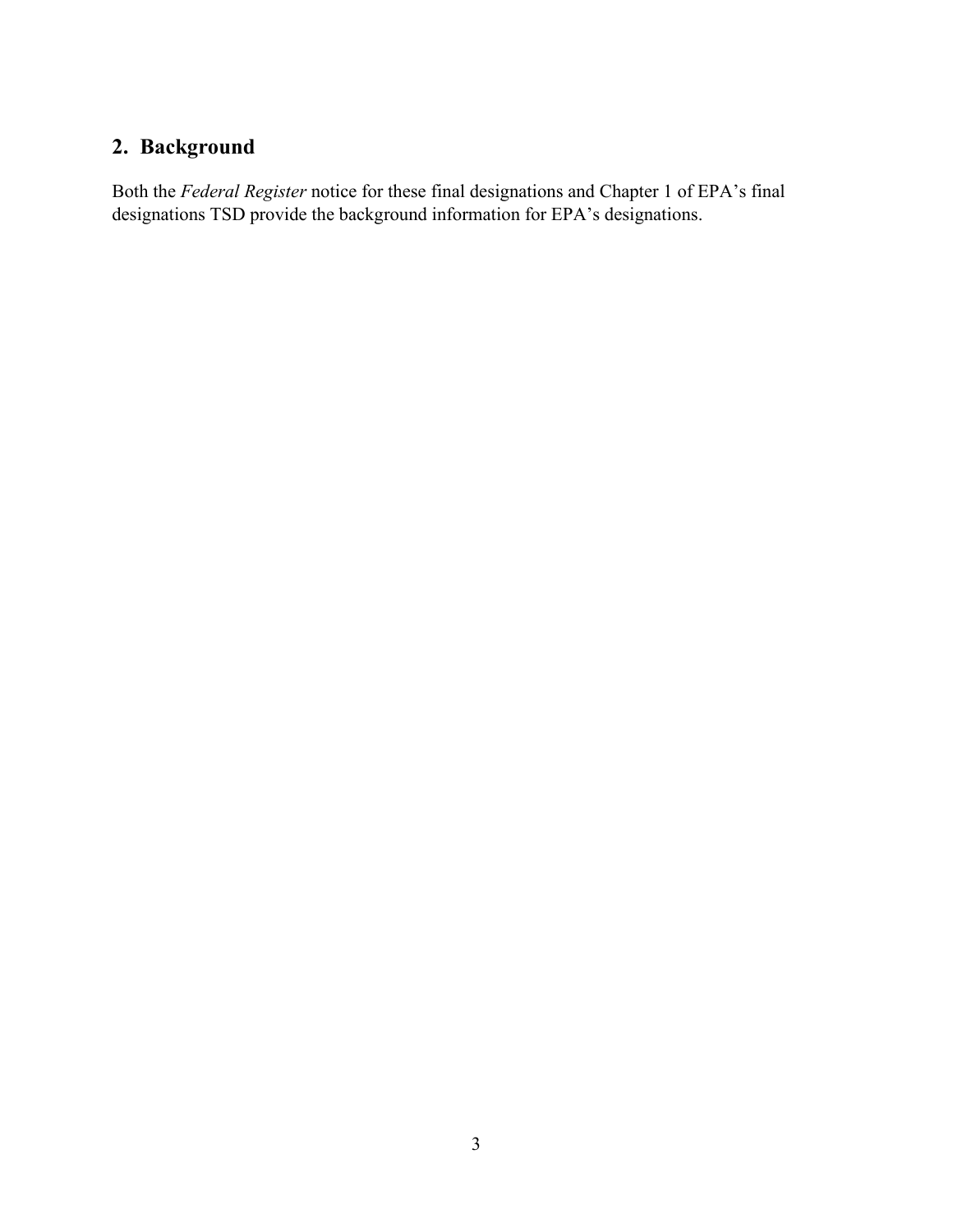## 2. Background

Both the *Federal Register* notice for these final designations and Chapter 1 of EPA's final designations TSD provide the background information for EPA's designations.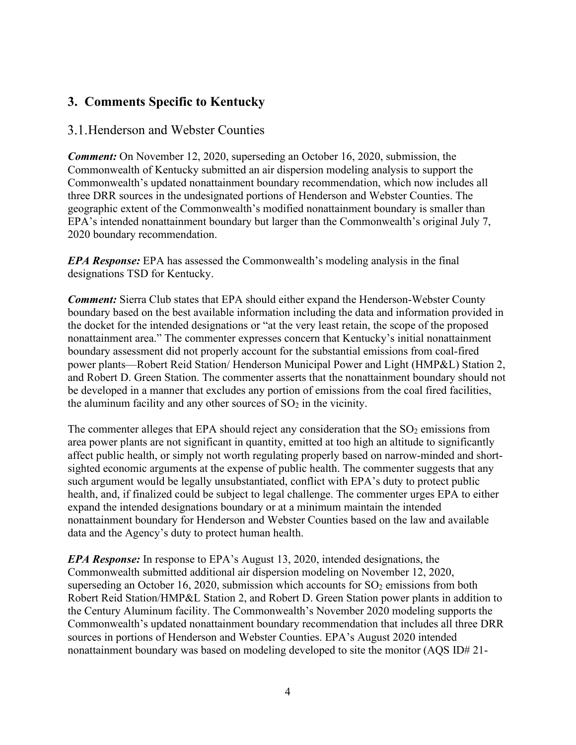## 3. Comments Specific to Kentucky

### 3.1. Henderson and Webster Counties

***Comment:*** On November 12, 2020, superseding an October 16, 2020, submission, the Commonwealth of Kentucky submitted an air dispersion modeling analysis to support the Commonwealth's updated nonattainment boundary recommendation, which now includes all three DRR sources in the undesignated portions of Henderson and Webster Counties. The geographic extent of the Commonwealth's modified nonattainment boundary is smaller than EPA's intended nonattainment boundary but larger than the Commonwealth's original July 7, 2020 boundary recommendation.

***EPA Response:*** EPA has assessed the Commonwealth's modeling analysis in the final designations TSD for Kentucky.

***Comment:*** Sierra Club states that EPA should either expand the Henderson-Webster County boundary based on the best available information including the data and information provided in the docket for the intended designations or "at the very least retain, the scope of the proposed nonattainment area." The commenter expresses concern that Kentucky's initial nonattainment boundary assessment did not properly account for the substantial emissions from coal-fired power plants—Robert Reid Station/ Henderson Municipal Power and Light (HMP&L) Station 2, and Robert D. Green Station. The commenter asserts that the nonattainment boundary should not be developed in a manner that excludes any portion of emissions from the coal fired facilities, the aluminum facility and any other sources of $SO_2$ in the vicinity.

The commenter alleges that EPA should reject any consideration that the $SO_2$ emissions from area power plants are not significant in quantity, emitted at too high an altitude to significantly affect public health, or simply not worth regulating properly based on narrow-minded and short-sighted economic arguments at the expense of public health. The commenter suggests that any such argument would be legally unsubstantiated, conflict with EPA's duty to protect public health, and, if finalized could be subject to legal challenge. The commenter urges EPA to either expand the intended designations boundary or at a minimum maintain the intended nonattainment boundary for Henderson and Webster Counties based on the law and available data and the Agency's duty to protect human health.

***EPA Response:*** In response to EPA's August 13, 2020, intended designations, the Commonwealth submitted additional air dispersion modeling on November 12, 2020, superseding an October 16, 2020, submission which accounts for $SO_2$ emissions from both Robert Reid Station/HMP&L Station 2, and Robert D. Green Station power plants in addition to the Century Aluminum facility. The Commonwealth's November 2020 modeling supports the Commonwealth's updated nonattainment boundary recommendation that includes all three DRR sources in portions of Henderson and Webster Counties. EPA's August 2020 intended nonattainment boundary was based on modeling developed to site the monitor (AQS ID# 21-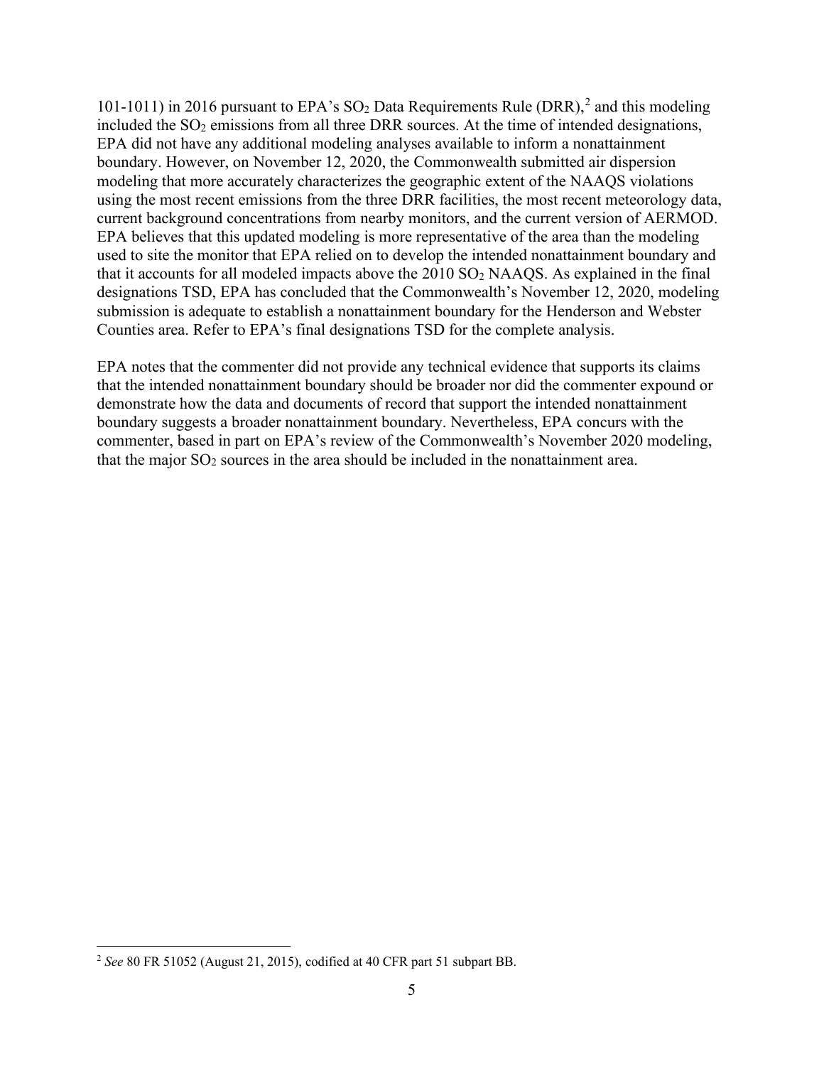101-1011) in 2016 pursuant to EPA's $SO_2$ Data Requirements Rule (DRR),[2] and this modeling included the $SO_2$ emissions from all three DRR sources. At the time of intended designations, EPA did not have any additional modeling analyses available to inform a nonattainment boundary. However, on November 12, 2020, the Commonwealth submitted air dispersion modeling that more accurately characterizes the geographic extent of the NAAQS violations using the most recent emissions from the three DRR facilities, the most recent meteorology data, current background concentrations from nearby monitors, and the current version of AERMOD. EPA believes that this updated modeling is more representative of the area than the modeling used to site the monitor that EPA relied on to develop the intended nonattainment boundary and that it accounts for all modeled impacts above the 2010 $SO_2$ NAAQS. As explained in the final designations TSD, EPA has concluded that the Commonwealth's November 12, 2020, modeling submission is adequate to establish a nonattainment boundary for the Henderson and Webster Counties area. Refer to EPA's final designations TSD for the complete analysis.

EPA notes that the commenter did not provide any technical evidence that supports its claims that the intended nonattainment boundary should be broader nor did the commenter expound or demonstrate how the data and documents of record that support the intended nonattainment boundary suggests a broader nonattainment boundary. Nevertheless, EPA concurs with the commenter, based in part on EPA's review of the Commonwealth's November 2020 modeling, that the major $SO_2$ sources in the area should be included in the nonattainment area.

[2] *See* 80 FR 51052 (August 21, 2015), codified at 40 CFR part 51 subpart BB.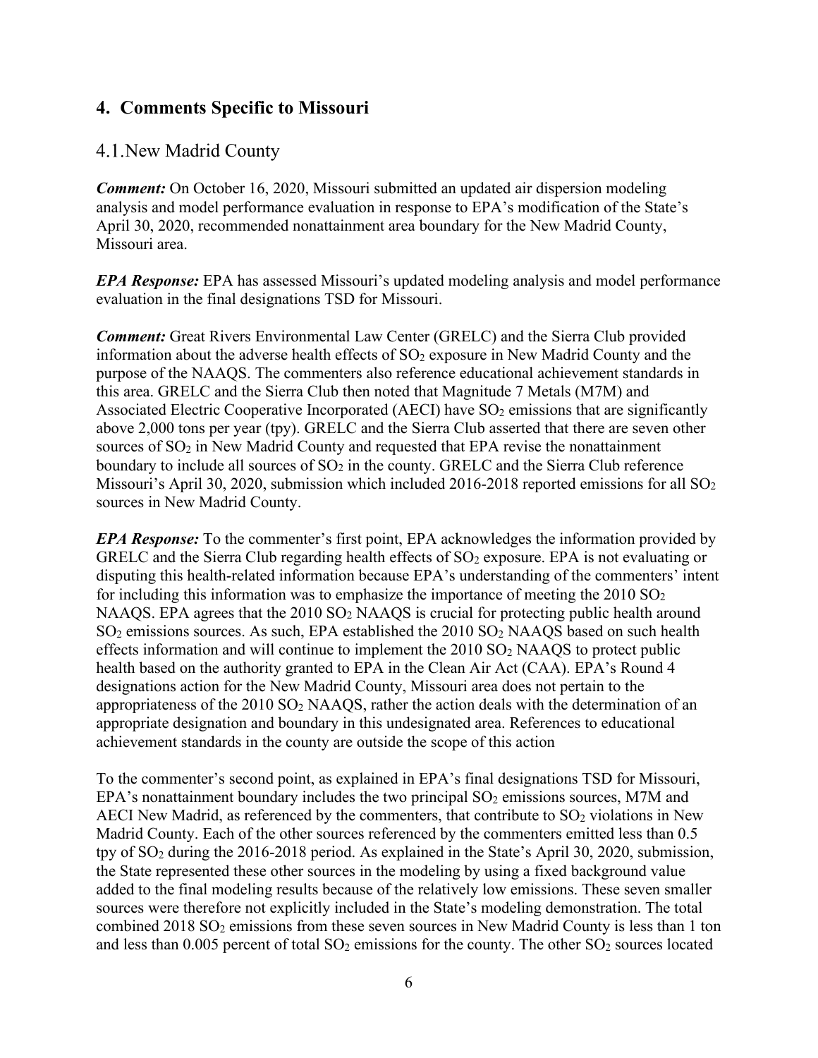## 4. Comments Specific to Missouri

### 4.1. New Madrid County

***Comment:*** On October 16, 2020, Missouri submitted an updated air dispersion modeling analysis and model performance evaluation in response to EPA's modification of the State's April 30, 2020, recommended nonattainment area boundary for the New Madrid County, Missouri area.

***EPA Response:*** EPA has assessed Missouri's updated modeling analysis and model performance evaluation in the final designations TSD for Missouri.

***Comment:*** Great Rivers Environmental Law Center (GRELC) and the Sierra Club provided information about the adverse health effects of $SO_2$ exposure in New Madrid County and the purpose of the NAAQS. The commenters also reference educational achievement standards in this area. GRELC and the Sierra Club then noted that Magnitude 7 Metals (M7M) and Associated Electric Cooperative Incorporated (AECI) have $SO_2$ emissions that are significantly above 2,000 tons per year (tpy). GRELC and the Sierra Club asserted that there are seven other sources of $SO_2$ in New Madrid County and requested that EPA revise the nonattainment boundary to include all sources of $SO_2$ in the county. GRELC and the Sierra Club reference Missouri's April 30, 2020, submission which included 2016-2018 reported emissions for all $SO_2$ sources in New Madrid County.

***EPA Response:*** To the commenter's first point, EPA acknowledges the information provided by GRELC and the Sierra Club regarding health effects of $SO_2$ exposure. EPA is not evaluating or disputing this health-related information because EPA's understanding of the commenters' intent for including this information was to emphasize the importance of meeting the 2010 $SO_2$ NAAQS. EPA agrees that the 2010 $SO_2$ NAAQS is crucial for protecting public health around $SO_2$ emissions sources. As such, EPA established the 2010 $SO_2$ NAAQS based on such health effects information and will continue to implement the 2010 $SO_2$ NAAQS to protect public health based on the authority granted to EPA in the Clean Air Act (CAA). EPA's Round 4 designations action for the New Madrid County, Missouri area does not pertain to the appropriateness of the 2010 $SO_2$ NAAQS, rather the action deals with the determination of an appropriate designation and boundary in this undesignated area. References to educational achievement standards in the county are outside the scope of this action

To the commenter's second point, as explained in EPA's final designations TSD for Missouri, EPA's nonattainment boundary includes the two principal $SO_2$ emissions sources, M7M and AECI New Madrid, as referenced by the commenters, that contribute to $SO_2$ violations in New Madrid County. Each of the other sources referenced by the commenters emitted less than 0.5 tpy of $SO_2$ during the 2016-2018 period. As explained in the State's April 30, 2020, submission, the State represented these other sources in the modeling by using a fixed background value added to the final modeling results because of the relatively low emissions. These seven smaller sources were therefore not explicitly included in the State's modeling demonstration. The total combined 2018 $SO_2$ emissions from these seven sources in New Madrid County is less than 1 ton and less than 0.005 percent of total $SO_2$ emissions for the county. The other $SO_2$ sources located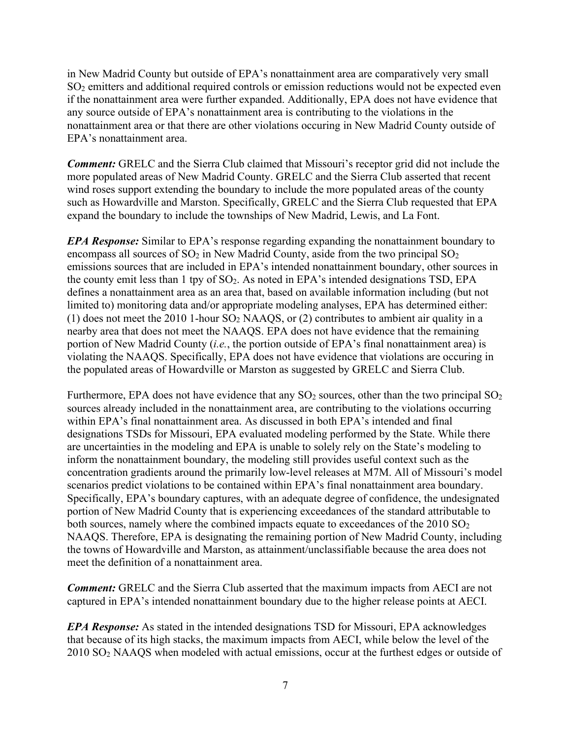in New Madrid County but outside of EPA's nonattainment area are comparatively very small $SO_2$ emitters and additional required controls or emission reductions would not be expected even if the nonattainment area were further expanded. Additionally, EPA does not have evidence that any source outside of EPA's nonattainment area is contributing to the violations in the nonattainment area or that there are other violations occuring in New Madrid County outside of EPA's nonattainment area.

***Comment:*** GRELC and the Sierra Club claimed that Missouri's receptor grid did not include the more populated areas of New Madrid County. GRELC and the Sierra Club asserted that recent wind roses support extending the boundary to include the more populated areas of the county such as Howardville and Marston. Specifically, GRELC and the Sierra Club requested that EPA expand the boundary to include the townships of New Madrid, Lewis, and La Font.

***EPA Response:*** Similar to EPA's response regarding expanding the nonattainment boundary to encompass all sources of $SO_2$ in New Madrid County, aside from the two principal $SO_2$ emissions sources that are included in EPA's intended nonattainment boundary, other sources in the county emit less than 1 tpy of $SO_2$. As noted in EPA's intended designations TSD, EPA defines a nonattainment area as an area that, based on available information including (but not limited to) monitoring data and/or appropriate modeling analyses, EPA has determined either: (1) does not meet the 2010 1-hour $SO_2$ NAAQS, or (2) contributes to ambient air quality in a nearby area that does not meet the NAAQS. EPA does not have evidence that the remaining portion of New Madrid County (*i.e.*, the portion outside of EPA's final nonattainment area) is violating the NAAQS. Specifically, EPA does not have evidence that violations are occuring in the populated areas of Howardville or Marston as suggested by GRELC and Sierra Club.

Furthermore, EPA does not have evidence that any $SO_2$ sources, other than the two principal $SO_2$ sources already included in the nonattainment area, are contributing to the violations occurring within EPA's final nonattainment area. As discussed in both EPA's intended and final designations TSDs for Missouri, EPA evaluated modeling performed by the State. While there are uncertainties in the modeling and EPA is unable to solely rely on the State's modeling to inform the nonattainment boundary, the modeling still provides useful context such as the concentration gradients around the primarily low-level releases at M7M. All of Missouri's model scenarios predict violations to be contained within EPA's final nonattainment area boundary. Specifically, EPA's boundary captures, with an adequate degree of confidence, the undesignated portion of New Madrid County that is experiencing exceedances of the standard attributable to both sources, namely where the combined impacts equate to exceedances of the 2010 $SO_2$ NAAQS. Therefore, EPA is designating the remaining portion of New Madrid County, including the towns of Howardville and Marston, as attainment/unclassifiable because the area does not meet the definition of a nonattainment area.

***Comment:*** GRELC and the Sierra Club asserted that the maximum impacts from AECI are not captured in EPA's intended nonattainment boundary due to the higher release points at AECI.

***EPA Response:*** As stated in the intended designations TSD for Missouri, EPA acknowledges that because of its high stacks, the maximum impacts from AECI, while below the level of the 2010 $SO_2$ NAAQS when modeled with actual emissions, occur at the furthest edges or outside of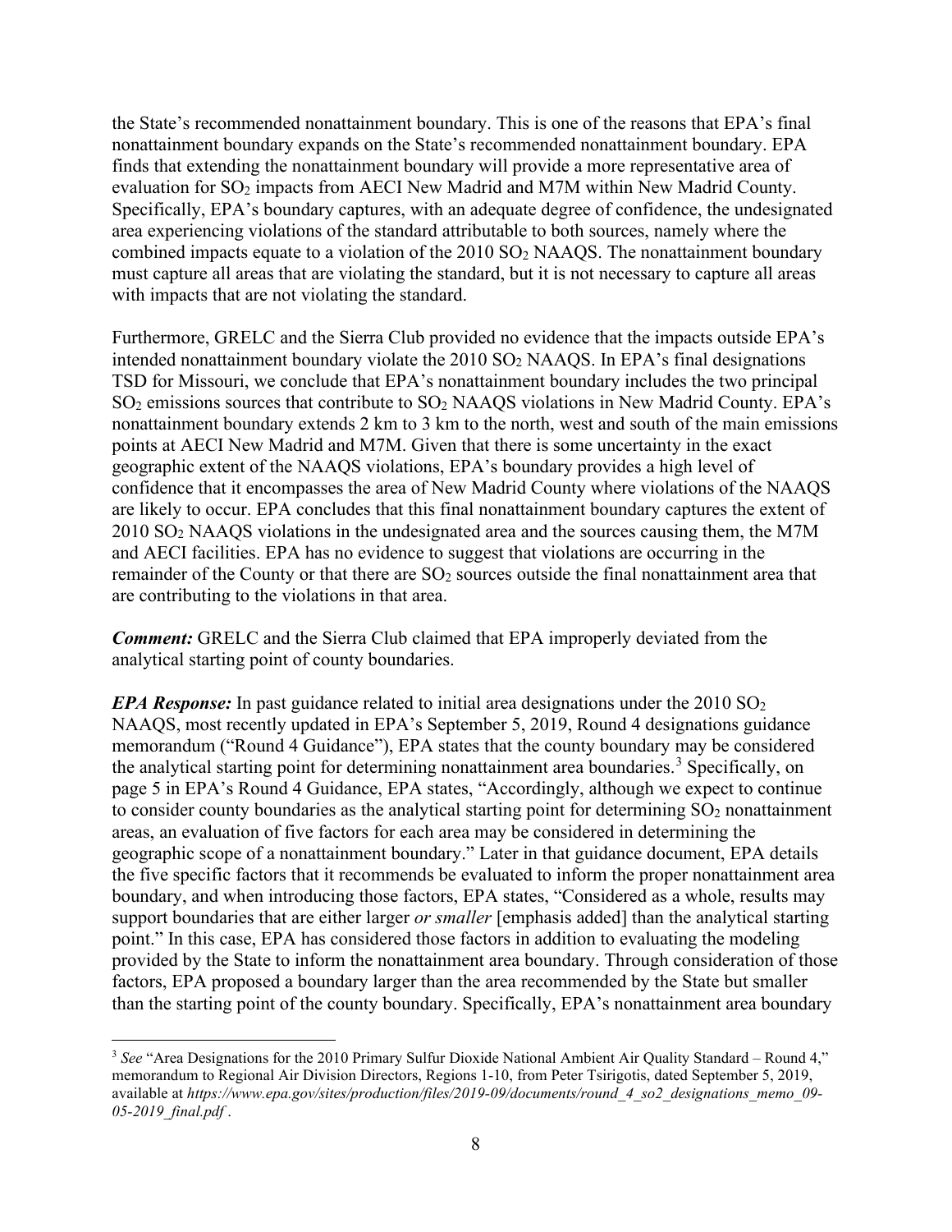the State's recommended nonattainment boundary. This is one of the reasons that EPA's final nonattainment boundary expands on the State's recommended nonattainment boundary. EPA finds that extending the nonattainment boundary will provide a more representative area of evaluation for $SO_2$ impacts from AECI New Madrid and M7M within New Madrid County. Specifically, EPA's boundary captures, with an adequate degree of confidence, the undesignated area experiencing violations of the standard attributable to both sources, namely where the combined impacts equate to a violation of the 2010 $SO_2$ NAAQS. The nonattainment boundary must capture all areas that are violating the standard, but it is not necessary to capture all areas with impacts that are not violating the standard.

Furthermore, GRELC and the Sierra Club provided no evidence that the impacts outside EPA's intended nonattainment boundary violate the 2010 $SO_2$ NAAQS. In EPA's final designations TSD for Missouri, we conclude that EPA's nonattainment boundary includes the two principal $SO_2$ emissions sources that contribute to $SO_2$ NAAQS violations in New Madrid County. EPA's nonattainment boundary extends 2 km to 3 km to the north, west and south of the main emissions points at AECI New Madrid and M7M. Given that there is some uncertainty in the exact geographic extent of the NAAQS violations, EPA's boundary provides a high level of confidence that it encompasses the area of New Madrid County where violations of the NAAQS are likely to occur. EPA concludes that this final nonattainment boundary captures the extent of 2010 $SO_2$ NAAQS violations in the undesignated area and the sources causing them, the M7M and AECI facilities. EPA has no evidence to suggest that violations are occurring in the remainder of the County or that there are $SO_2$ sources outside the final nonattainment area that are contributing to the violations in that area.

***Comment:*** GRELC and the Sierra Club claimed that EPA improperly deviated from the analytical starting point of county boundaries.

***EPA Response:*** In past guidance related to initial area designations under the 2010 $SO_2$ NAAQS, most recently updated in EPA's September 5, 2019, Round 4 designations guidance memorandum ("Round 4 Guidance"), EPA states that the county boundary may be considered the analytical starting point for determining nonattainment area boundaries.[3] Specifically, on page 5 in EPA's Round 4 Guidance, EPA states, "Accordingly, although we expect to continue to consider county boundaries as the analytical starting point for determining $SO_2$ nonattainment areas, an evaluation of five factors for each area may be considered in determining the geographic scope of a nonattainment boundary." Later in that guidance document, EPA details the five specific factors that it recommends be evaluated to inform the proper nonattainment area boundary, and when introducing those factors, EPA states, "Considered as a whole, results may support boundaries that are either larger *or smaller* [emphasis added] than the analytical starting point." In this case, EPA has considered those factors in addition to evaluating the modeling provided by the State to inform the nonattainment area boundary. Through consideration of those factors, EPA proposed a boundary larger than the area recommended by the State but smaller than the starting point of the county boundary. Specifically, EPA's nonattainment area boundary

[3] *See* "Area Designations for the 2010 Primary Sulfur Dioxide National Ambient Air Quality Standard – Round 4," memorandum to Regional Air Division Directors, Regions 1-10, from Peter Tsirigotis, dated September 5, 2019, available at *https://www.epa.gov/sites/production/files/2019-09/documents/round_4_so2_designations_memo_09-05-2019_final.pdf* .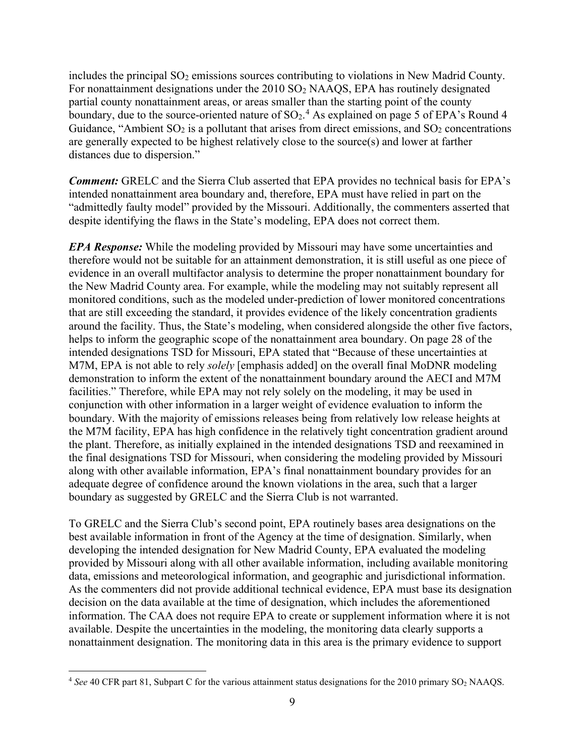includes the principal $SO_2$ emissions sources contributing to violations in New Madrid County. For nonattainment designations under the 2010 $SO_2$ NAAQS, EPA has routinely designated partial county nonattainment areas, or areas smaller than the starting point of the county boundary, due to the source-oriented nature of $SO_2$.[4] As explained on page 5 of EPA's Round 4 Guidance, "Ambient $SO_2$ is a pollutant that arises from direct emissions, and $SO_2$ concentrations are generally expected to be highest relatively close to the source(s) and lower at farther distances due to dispersion."

***Comment:*** GRELC and the Sierra Club asserted that EPA provides no technical basis for EPA's intended nonattainment area boundary and, therefore, EPA must have relied in part on the "admittedly faulty model" provided by the Missouri. Additionally, the commenters asserted that despite identifying the flaws in the State's modeling, EPA does not correct them.

***EPA Response:*** While the modeling provided by Missouri may have some uncertainties and therefore would not be suitable for an attainment demonstration, it is still useful as one piece of evidence in an overall multifactor analysis to determine the proper nonattainment boundary for the New Madrid County area. For example, while the modeling may not suitably represent all monitored conditions, such as the modeled under-prediction of lower monitored concentrations that are still exceeding the standard, it provides evidence of the likely concentration gradients around the facility. Thus, the State's modeling, when considered alongside the other five factors, helps to inform the geographic scope of the nonattainment area boundary. On page 28 of the intended designations TSD for Missouri, EPA stated that "Because of these uncertainties at M7M, EPA is not able to rely *solely* [emphasis added] on the overall final MoDNR modeling demonstration to inform the extent of the nonattainment boundary around the AECI and M7M facilities." Therefore, while EPA may not rely solely on the modeling, it may be used in conjunction with other information in a larger weight of evidence evaluation to inform the boundary. With the majority of emissions releases being from relatively low release heights at the M7M facility, EPA has high confidence in the relatively tight concentration gradient around the plant. Therefore, as initially explained in the intended designations TSD and reexamined in the final designations TSD for Missouri, when considering the modeling provided by Missouri along with other available information, EPA's final nonattainment boundary provides for an adequate degree of confidence around the known violations in the area, such that a larger boundary as suggested by GRELC and the Sierra Club is not warranted.

To GRELC and the Sierra Club's second point, EPA routinely bases area designations on the best available information in front of the Agency at the time of designation. Similarly, when developing the intended designation for New Madrid County, EPA evaluated the modeling provided by Missouri along with all other available information, including available monitoring data, emissions and meteorological information, and geographic and jurisdictional information. As the commenters did not provide additional technical evidence, EPA must base its designation decision on the data available at the time of designation, which includes the aforementioned information. The CAA does not require EPA to create or supplement information where it is not available. Despite the uncertainties in the modeling, the monitoring data clearly supports a nonattainment designation. The monitoring data in this area is the primary evidence to support

---

[4] *See* 40 CFR part 81, Subpart C for the various attainment status designations for the 2010 primary $SO_2$ NAAQS.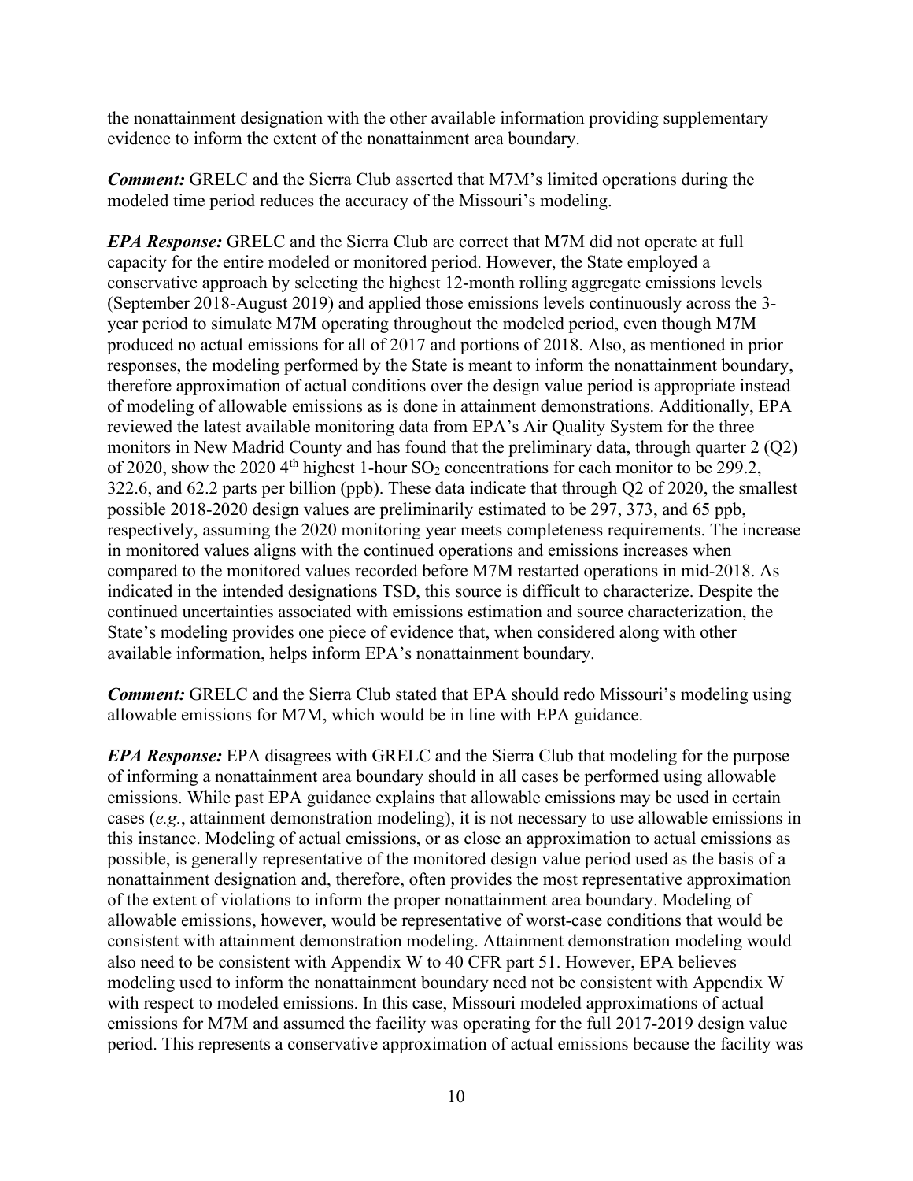the nonattainment designation with the other available information providing supplementary evidence to inform the extent of the nonattainment area boundary.

***Comment:*** GRELC and the Sierra Club asserted that M7M's limited operations during the modeled time period reduces the accuracy of the Missouri's modeling.

***EPA Response:*** GRELC and the Sierra Club are correct that M7M did not operate at full capacity for the entire modeled or monitored period. However, the State employed a conservative approach by selecting the highest 12-month rolling aggregate emissions levels (September 2018-August 2019) and applied those emissions levels continuously across the 3-year period to simulate M7M operating throughout the modeled period, even though M7M produced no actual emissions for all of 2017 and portions of 2018. Also, as mentioned in prior responses, the modeling performed by the State is meant to inform the nonattainment boundary, therefore approximation of actual conditions over the design value period is appropriate instead of modeling of allowable emissions as is done in attainment demonstrations. Additionally, EPA reviewed the latest available monitoring data from EPA's Air Quality System for the three monitors in New Madrid County and has found that the preliminary data, through quarter 2 (Q2) of 2020, show the 2020 4th highest 1-hour $SO_2$ concentrations for each monitor to be 299.2, 322.6, and 62.2 parts per billion (ppb). These data indicate that through Q2 of 2020, the smallest possible 2018-2020 design values are preliminarily estimated to be 297, 373, and 65 ppb, respectively, assuming the 2020 monitoring year meets completeness requirements. The increase in monitored values aligns with the continued operations and emissions increases when compared to the monitored values recorded before M7M restarted operations in mid-2018. As indicated in the intended designations TSD, this source is difficult to characterize. Despite the continued uncertainties associated with emissions estimation and source characterization, the State's modeling provides one piece of evidence that, when considered along with other available information, helps inform EPA's nonattainment boundary.

***Comment:*** GRELC and the Sierra Club stated that EPA should redo Missouri's modeling using allowable emissions for M7M, which would be in line with EPA guidance.

***EPA Response:*** EPA disagrees with GRELC and the Sierra Club that modeling for the purpose of informing a nonattainment area boundary should in all cases be performed using allowable emissions. While past EPA guidance explains that allowable emissions may be used in certain cases (*e.g.*, attainment demonstration modeling), it is not necessary to use allowable emissions in this instance. Modeling of actual emissions, or as close an approximation to actual emissions as possible, is generally representative of the monitored design value period used as the basis of a nonattainment designation and, therefore, often provides the most representative approximation of the extent of violations to inform the proper nonattainment area boundary. Modeling of allowable emissions, however, would be representative of worst-case conditions that would be consistent with attainment demonstration modeling. Attainment demonstration modeling would also need to be consistent with Appendix W to 40 CFR part 51. However, EPA believes modeling used to inform the nonattainment boundary need not be consistent with Appendix W with respect to modeled emissions. In this case, Missouri modeled approximations of actual emissions for M7M and assumed the facility was operating for the full 2017-2019 design value period. This represents a conservative approximation of actual emissions because the facility was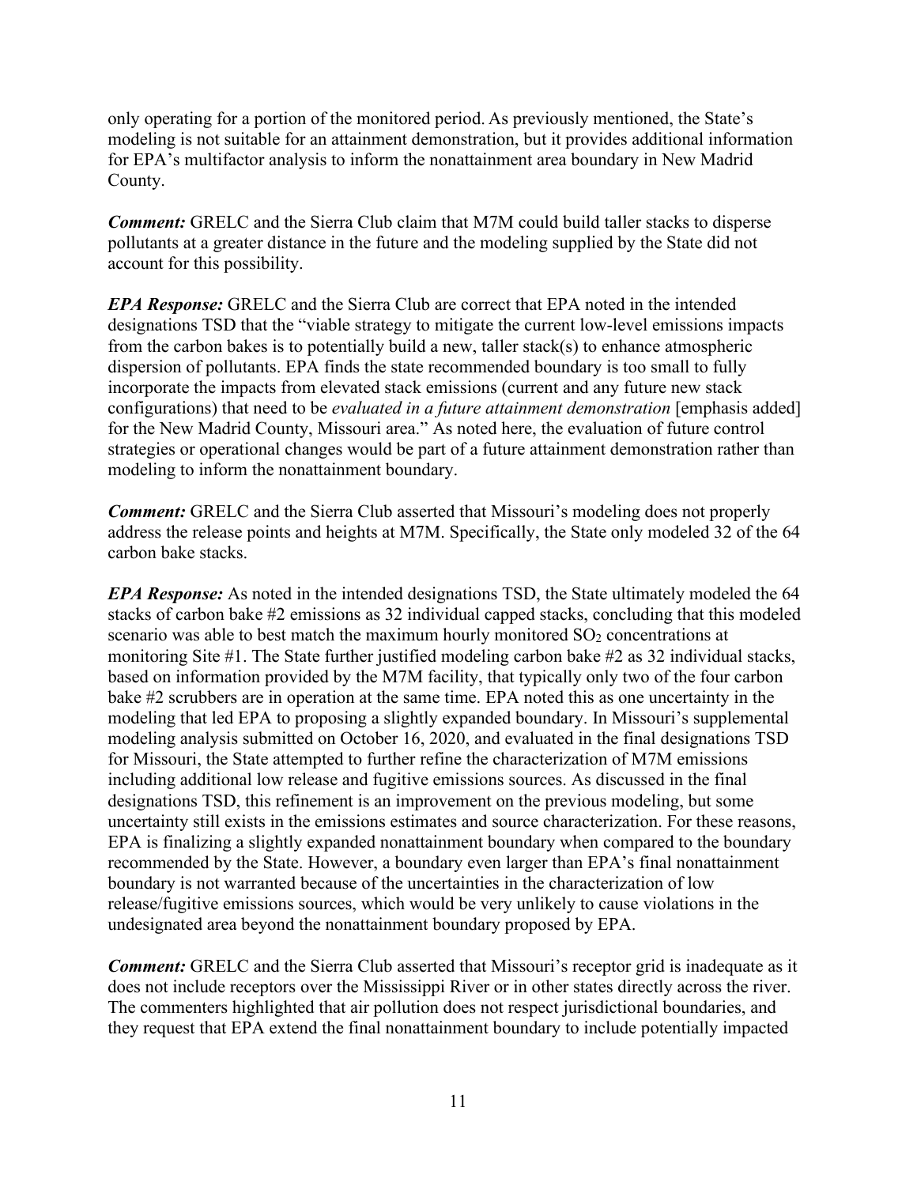only operating for a portion of the monitored period. As previously mentioned, the State's modeling is not suitable for an attainment demonstration, but it provides additional information for EPA's multifactor analysis to inform the nonattainment area boundary in New Madrid County.

***Comment:*** GRELC and the Sierra Club claim that M7M could build taller stacks to disperse pollutants at a greater distance in the future and the modeling supplied by the State did not account for this possibility.

***EPA Response:*** GRELC and the Sierra Club are correct that EPA noted in the intended designations TSD that the "viable strategy to mitigate the current low-level emissions impacts from the carbon bakes is to potentially build a new, taller stack(s) to enhance atmospheric dispersion of pollutants. EPA finds the state recommended boundary is too small to fully incorporate the impacts from elevated stack emissions (current and any future new stack configurations) that need to be *evaluated in a future attainment demonstration* [emphasis added] for the New Madrid County, Missouri area." As noted here, the evaluation of future control strategies or operational changes would be part of a future attainment demonstration rather than modeling to inform the nonattainment boundary.

***Comment:*** GRELC and the Sierra Club asserted that Missouri's modeling does not properly address the release points and heights at M7M. Specifically, the State only modeled 32 of the 64 carbon bake stacks.

***EPA Response:*** As noted in the intended designations TSD, the State ultimately modeled the 64 stacks of carbon bake #2 emissions as 32 individual capped stacks, concluding that this modeled scenario was able to best match the maximum hourly monitored $SO_2$ concentrations at monitoring Site #1. The State further justified modeling carbon bake #2 as 32 individual stacks, based on information provided by the M7M facility, that typically only two of the four carbon bake #2 scrubbers are in operation at the same time. EPA noted this as one uncertainty in the modeling that led EPA to proposing a slightly expanded boundary. In Missouri's supplemental modeling analysis submitted on October 16, 2020, and evaluated in the final designations TSD for Missouri, the State attempted to further refine the characterization of M7M emissions including additional low release and fugitive emissions sources. As discussed in the final designations TSD, this refinement is an improvement on the previous modeling, but some uncertainty still exists in the emissions estimates and source characterization. For these reasons, EPA is finalizing a slightly expanded nonattainment boundary when compared to the boundary recommended by the State. However, a boundary even larger than EPA's final nonattainment boundary is not warranted because of the uncertainties in the characterization of low release/fugitive emissions sources, which would be very unlikely to cause violations in the undesignated area beyond the nonattainment boundary proposed by EPA.

***Comment:*** GRELC and the Sierra Club asserted that Missouri's receptor grid is inadequate as it does not include receptors over the Mississippi River or in other states directly across the river. The commenters highlighted that air pollution does not respect jurisdictional boundaries, and they request that EPA extend the final nonattainment boundary to include potentially impacted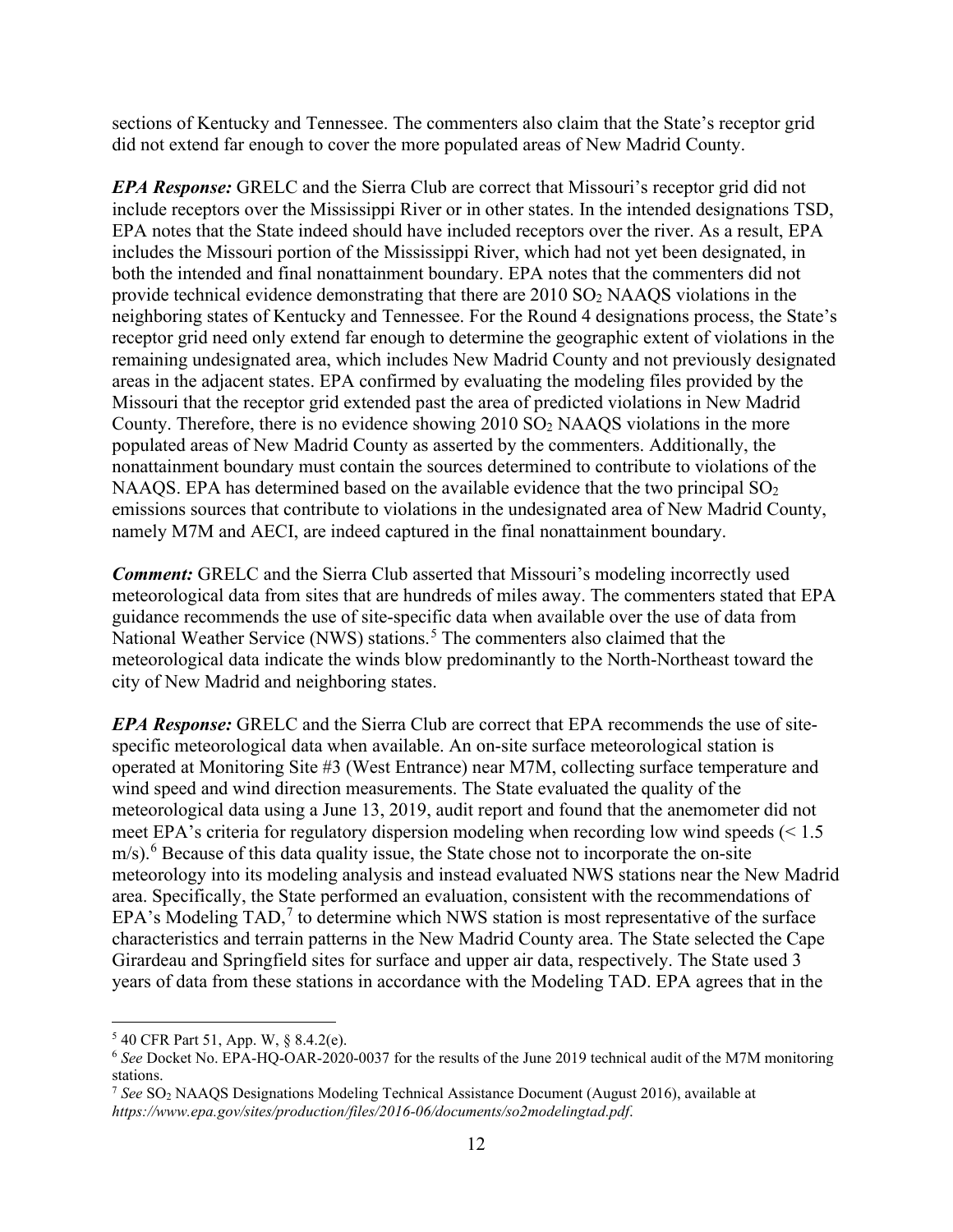sections of Kentucky and Tennessee. The commenters also claim that the State's receptor grid did not extend far enough to cover the more populated areas of New Madrid County.

***EPA Response:*** GRELC and the Sierra Club are correct that Missouri's receptor grid did not include receptors over the Mississippi River or in other states. In the intended designations TSD, EPA notes that the State indeed should have included receptors over the river. As a result, EPA includes the Missouri portion of the Mississippi River, which had not yet been designated, in both the intended and final nonattainment boundary. EPA notes that the commenters did not provide technical evidence demonstrating that there are 2010 $SO_2$ NAAQS violations in the neighboring states of Kentucky and Tennessee. For the Round 4 designations process, the State's receptor grid need only extend far enough to determine the geographic extent of violations in the remaining undesignated area, which includes New Madrid County and not previously designated areas in the adjacent states. EPA confirmed by evaluating the modeling files provided by the Missouri that the receptor grid extended past the area of predicted violations in New Madrid County. Therefore, there is no evidence showing 2010 $SO_2$ NAAQS violations in the more populated areas of New Madrid County as asserted by the commenters. Additionally, the nonattainment boundary must contain the sources determined to contribute to violations of the NAAQS. EPA has determined based on the available evidence that the two principal $SO_2$ emissions sources that contribute to violations in the undesignated area of New Madrid County, namely M7M and AECI, are indeed captured in the final nonattainment boundary.

***Comment:*** GRELC and the Sierra Club asserted that Missouri's modeling incorrectly used meteorological data from sites that are hundreds of miles away. The commenters stated that EPA guidance recommends the use of site-specific data when available over the use of data from National Weather Service (NWS) stations.[5] The commenters also claimed that the meteorological data indicate the winds blow predominantly to the North-Northeast toward the city of New Madrid and neighboring states.

***EPA Response:*** GRELC and the Sierra Club are correct that EPA recommends the use of site-specific meteorological data when available. An on-site surface meteorological station is operated at Monitoring Site #3 (West Entrance) near M7M, collecting surface temperature and wind speed and wind direction measurements. The State evaluated the quality of the meteorological data using a June 13, 2019, audit report and found that the anemometer did not meet EPA's criteria for regulatory dispersion modeling when recording low wind speeds (< 1.5 m/s).[6] Because of this data quality issue, the State chose not to incorporate the on-site meteorology into its modeling analysis and instead evaluated NWS stations near the New Madrid area. Specifically, the State performed an evaluation, consistent with the recommendations of EPA's Modeling TAD,[7] to determine which NWS station is most representative of the surface characteristics and terrain patterns in the New Madrid County area. The State selected the Cape Girardeau and Springfield sites for surface and upper air data, respectively. The State used 3 years of data from these stations in accordance with the Modeling TAD. EPA agrees that in the

---

[5] 40 CFR Part 51, App. W, § 8.4.2(e).

[6] *See* Docket No. EPA-HQ-OAR-2020-0037 for the results of the June 2019 technical audit of the M7M monitoring stations.

[7] *See* $SO_2$ NAAQS Designations Modeling Technical Assistance Document (August 2016), available at *https://www.epa.gov/sites/production/files/2016-06/documents/so2modelingtad.pdf*.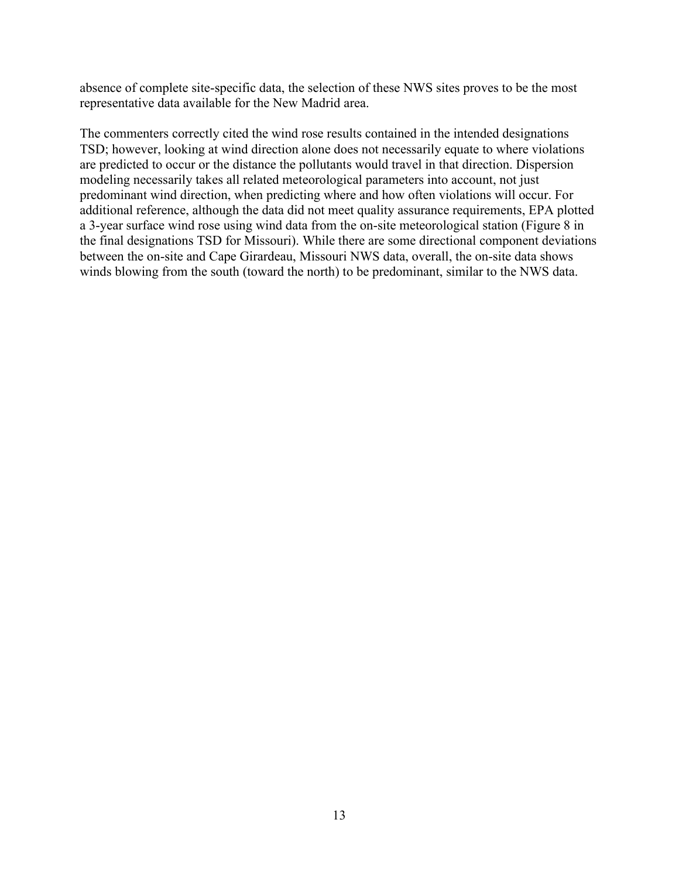absence of complete site-specific data, the selection of these NWS sites proves to be the most representative data available for the New Madrid area.

The commenters correctly cited the wind rose results contained in the intended designations TSD; however, looking at wind direction alone does not necessarily equate to where violations are predicted to occur or the distance the pollutants would travel in that direction. Dispersion modeling necessarily takes all related meteorological parameters into account, not just predominant wind direction, when predicting where and how often violations will occur. For additional reference, although the data did not meet quality assurance requirements, EPA plotted a 3-year surface wind rose using wind data from the on-site meteorological station (Figure 8 in the final designations TSD for Missouri). While there are some directional component deviations between the on-site and Cape Girardeau, Missouri NWS data, overall, the on-site data shows winds blowing from the south (toward the north) to be predominant, similar to the NWS data.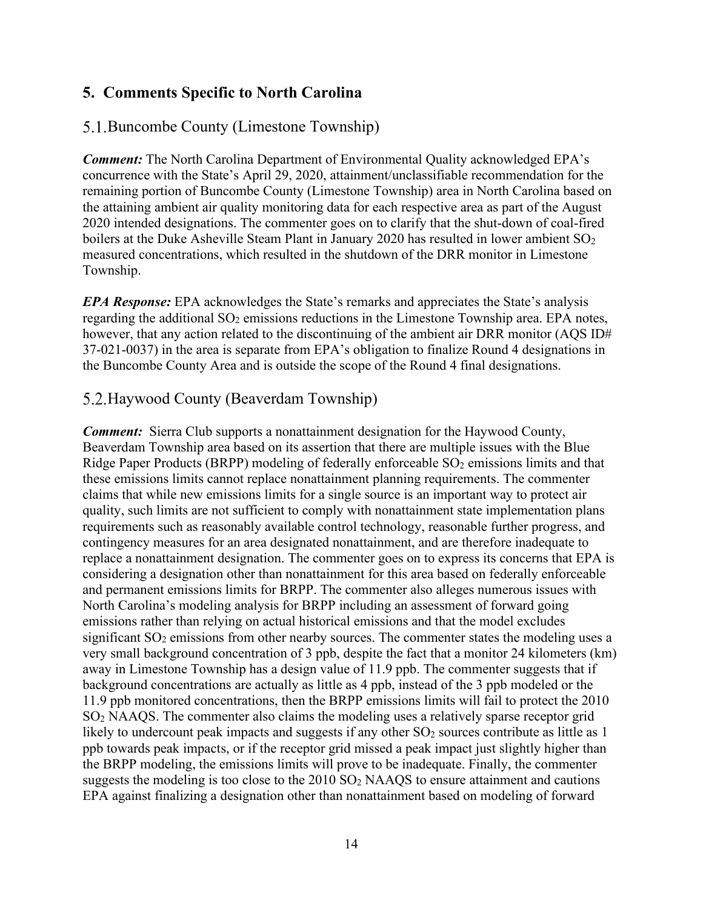## 5. Comments Specific to North Carolina

### 5.1. Buncombe County (Limestone Township)

***Comment:*** The North Carolina Department of Environmental Quality acknowledged EPA's concurrence with the State's April 29, 2020, attainment/unclassifiable recommendation for the remaining portion of Buncombe County (Limestone Township) area in North Carolina based on the attaining ambient air quality monitoring data for each respective area as part of the August 2020 intended designations. The commenter goes on to clarify that the shut-down of coal-fired boilers at the Duke Asheville Steam Plant in January 2020 has resulted in lower ambient $SO_2$ measured concentrations, which resulted in the shutdown of the DRR monitor in Limestone Township.

***EPA Response:*** EPA acknowledges the State's remarks and appreciates the State's analysis regarding the additional $SO_2$ emissions reductions in the Limestone Township area. EPA notes, however, that any action related to the discontinuing of the ambient air DRR monitor (AQS ID# 37-021-0037) in the area is separate from EPA's obligation to finalize Round 4 designations in the Buncombe County Area and is outside the scope of the Round 4 final designations.

### 5.2. Haywood County (Beaverdam Township)

***Comment:*** Sierra Club supports a nonattainment designation for the Haywood County, Beaverdam Township area based on its assertion that there are multiple issues with the Blue Ridge Paper Products (BRPP) modeling of federally enforceable $SO_2$ emissions limits and that these emissions limits cannot replace nonattainment planning requirements. The commenter claims that while new emissions limits for a single source is an important way to protect air quality, such limits are not sufficient to comply with nonattainment state implementation plans requirements such as reasonably available control technology, reasonable further progress, and contingency measures for an area designated nonattainment, and are therefore inadequate to replace a nonattainment designation. The commenter goes on to express its concerns that EPA is considering a designation other than nonattainment for this area based on federally enforceable and permanent emissions limits for BRPP. The commenter also alleges numerous issues with North Carolina's modeling analysis for BRPP including an assessment of forward going emissions rather than relying on actual historical emissions and that the model excludes significant $SO_2$ emissions from other nearby sources. The commenter states the modeling uses a very small background concentration of 3 ppb, despite the fact that a monitor 24 kilometers (km) away in Limestone Township has a design value of 11.9 ppb. The commenter suggests that if background concentrations are actually as little as 4 ppb, instead of the 3 ppb modeled or the 11.9 ppb monitored concentrations, then the BRPP emissions limits will fail to protect the 2010 $SO_2$ NAAQS. The commenter also claims the modeling uses a relatively sparse receptor grid likely to undercount peak impacts and suggests if any other $SO_2$ sources contribute as little as 1 ppb towards peak impacts, or if the receptor grid missed a peak impact just slightly higher than the BRPP modeling, the emissions limits will prove to be inadequate. Finally, the commenter suggests the modeling is too close to the 2010 $SO_2$ NAAQS to ensure attainment and cautions EPA against finalizing a designation other than nonattainment based on modeling of forward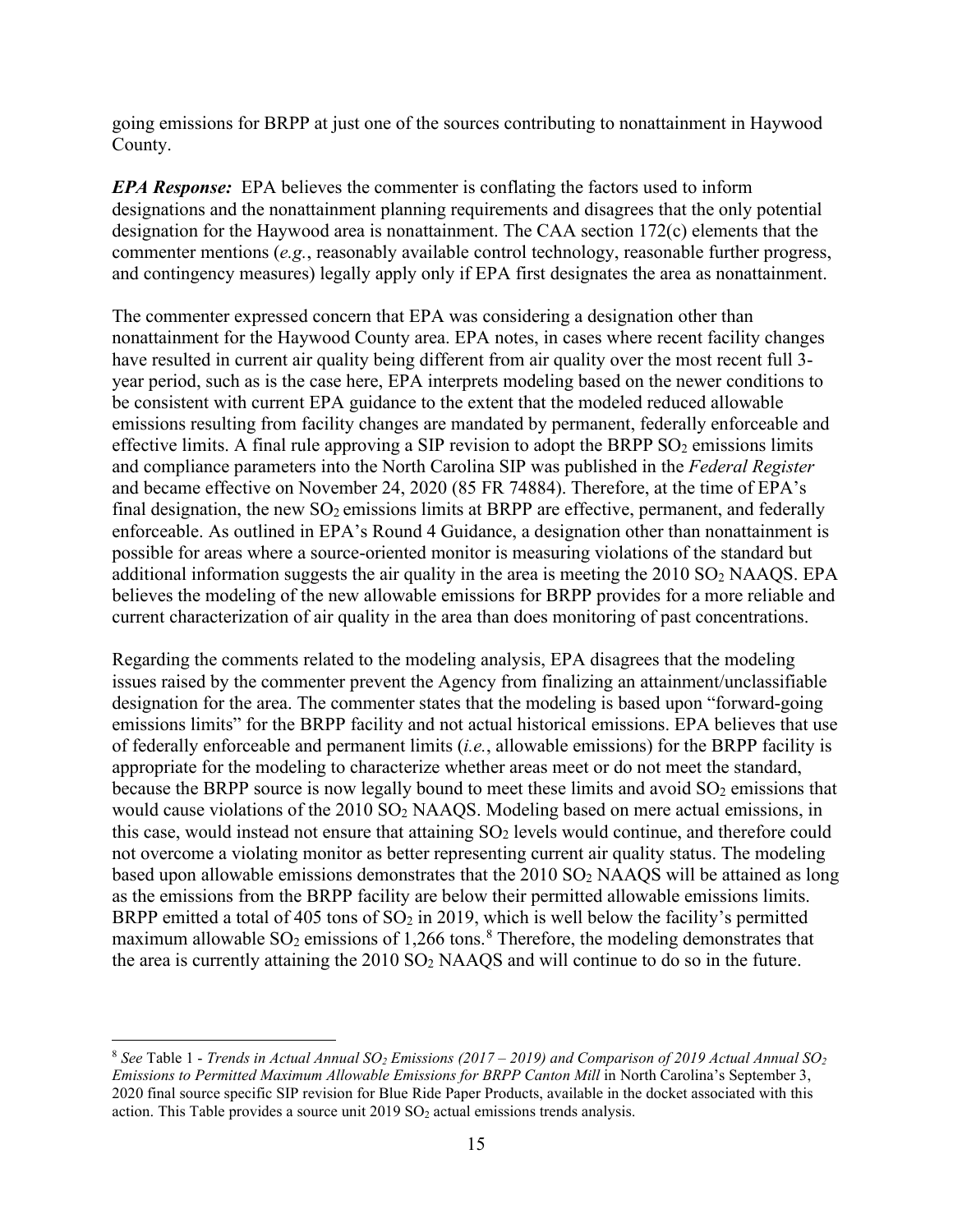going emissions for BRPP at just one of the sources contributing to nonattainment in Haywood County.

***EPA Response:*** EPA believes the commenter is conflating the factors used to inform designations and the nonattainment planning requirements and disagrees that the only potential designation for the Haywood area is nonattainment. The CAA section 172(c) elements that the commenter mentions (*e.g.*, reasonably available control technology, reasonable further progress, and contingency measures) legally apply only if EPA first designates the area as nonattainment.

The commenter expressed concern that EPA was considering a designation other than nonattainment for the Haywood County area. EPA notes, in cases where recent facility changes have resulted in current air quality being different from air quality over the most recent full 3-year period, such as is the case here, EPA interprets modeling based on the newer conditions to be consistent with current EPA guidance to the extent that the modeled reduced allowable emissions resulting from facility changes are mandated by permanent, federally enforceable and effective limits. A final rule approving a SIP revision to adopt the BRPP $SO_2$ emissions limits and compliance parameters into the North Carolina SIP was published in the *Federal Register* and became effective on November 24, 2020 (85 FR 74884). Therefore, at the time of EPA's final designation, the new $SO_2$ emissions limits at BRPP are effective, permanent, and federally enforceable. As outlined in EPA's Round 4 Guidance, a designation other than nonattainment is possible for areas where a source-oriented monitor is measuring violations of the standard but additional information suggests the air quality in the area is meeting the 2010 $SO_2$ NAAQS. EPA believes the modeling of the new allowable emissions for BRPP provides for a more reliable and current characterization of air quality in the area than does monitoring of past concentrations.

Regarding the comments related to the modeling analysis, EPA disagrees that the modeling issues raised by the commenter prevent the Agency from finalizing an attainment/unclassifiable designation for the area. The commenter states that the modeling is based upon "forward-going emissions limits" for the BRPP facility and not actual historical emissions. EPA believes that use of federally enforceable and permanent limits (*i.e.*, allowable emissions) for the BRPP facility is appropriate for the modeling to characterize whether areas meet or do not meet the standard, because the BRPP source is now legally bound to meet these limits and avoid $SO_2$ emissions that would cause violations of the 2010 $SO_2$ NAAQS. Modeling based on mere actual emissions, in this case, would instead not ensure that attaining $SO_2$ levels would continue, and therefore could not overcome a violating monitor as better representing current air quality status. The modeling based upon allowable emissions demonstrates that the 2010 $SO_2$ NAAQS will be attained as long as the emissions from the BRPP facility are below their permitted allowable emissions limits. BRPP emitted a total of 405 tons of $SO_2$ in 2019, which is well below the facility's permitted maximum allowable $SO_2$ emissions of 1,266 tons.[8] Therefore, the modeling demonstrates that the area is currently attaining the 2010 $SO_2$ NAAQS and will continue to do so in the future.

[8] *See* Table 1 - *Trends in Actual Annual $SO_2$ Emissions (2017 – 2019) and Comparison of 2019 Actual Annual $SO_2$ Emissions to Permitted Maximum Allowable Emissions for BRPP Canton Mill* in North Carolina's September 3, 2020 final source specific SIP revision for Blue Ride Paper Products, available in the docket associated with this action. This Table provides a source unit 2019 $SO_2$ actual emissions trends analysis.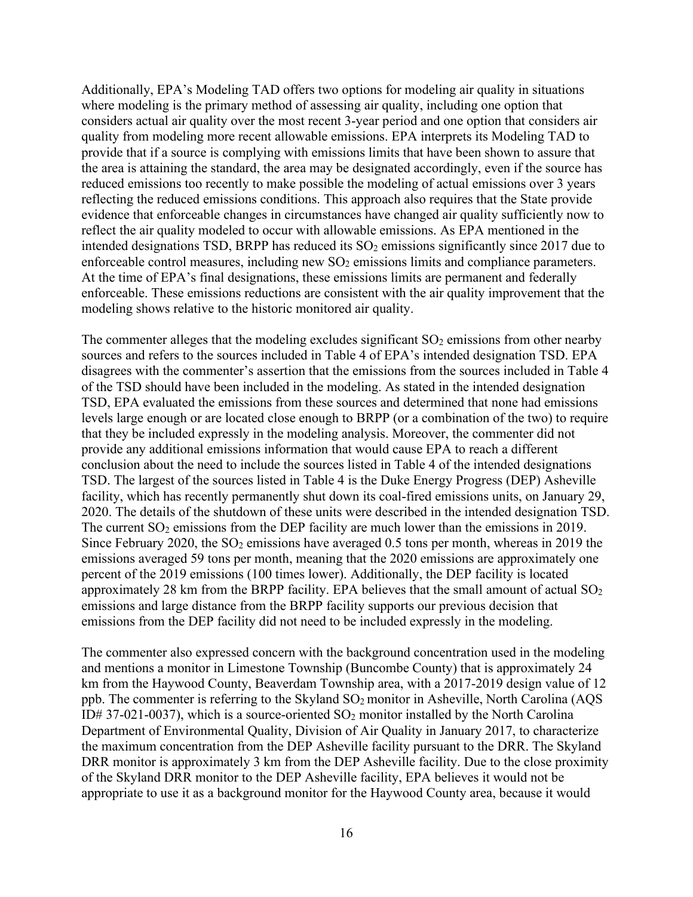Additionally, EPA's Modeling TAD offers two options for modeling air quality in situations where modeling is the primary method of assessing air quality, including one option that considers actual air quality over the most recent 3-year period and one option that considers air quality from modeling more recent allowable emissions. EPA interprets its Modeling TAD to provide that if a source is complying with emissions limits that have been shown to assure that the area is attaining the standard, the area may be designated accordingly, even if the source has reduced emissions too recently to make possible the modeling of actual emissions over 3 years reflecting the reduced emissions conditions. This approach also requires that the State provide evidence that enforceable changes in circumstances have changed air quality sufficiently now to reflect the air quality modeled to occur with allowable emissions. As EPA mentioned in the intended designations TSD, BRPP has reduced its $SO_2$ emissions significantly since 2017 due to enforceable control measures, including new $SO_2$ emissions limits and compliance parameters. At the time of EPA's final designations, these emissions limits are permanent and federally enforceable. These emissions reductions are consistent with the air quality improvement that the modeling shows relative to the historic monitored air quality.

The commenter alleges that the modeling excludes significant $SO_2$ emissions from other nearby sources and refers to the sources included in Table 4 of EPA's intended designation TSD. EPA disagrees with the commenter's assertion that the emissions from the sources included in Table 4 of the TSD should have been included in the modeling. As stated in the intended designation TSD, EPA evaluated the emissions from these sources and determined that none had emissions levels large enough or are located close enough to BRPP (or a combination of the two) to require that they be included expressly in the modeling analysis. Moreover, the commenter did not provide any additional emissions information that would cause EPA to reach a different conclusion about the need to include the sources listed in Table 4 of the intended designations TSD. The largest of the sources listed in Table 4 is the Duke Energy Progress (DEP) Asheville facility, which has recently permanently shut down its coal-fired emissions units, on January 29, 2020. The details of the shutdown of these units were described in the intended designation TSD. The current $SO_2$ emissions from the DEP facility are much lower than the emissions in 2019. Since February 2020, the $SO_2$ emissions have averaged 0.5 tons per month, whereas in 2019 the emissions averaged 59 tons per month, meaning that the 2020 emissions are approximately one percent of the 2019 emissions (100 times lower). Additionally, the DEP facility is located approximately 28 km from the BRPP facility. EPA believes that the small amount of actual $SO_2$ emissions and large distance from the BRPP facility supports our previous decision that emissions from the DEP facility did not need to be included expressly in the modeling.

The commenter also expressed concern with the background concentration used in the modeling and mentions a monitor in Limestone Township (Buncombe County) that is approximately 24 km from the Haywood County, Beaverdam Township area, with a 2017-2019 design value of 12 ppb. The commenter is referring to the Skyland $SO_2$ monitor in Asheville, North Carolina (AQS ID# 37-021-0037), which is a source-oriented $SO_2$ monitor installed by the North Carolina Department of Environmental Quality, Division of Air Quality in January 2017, to characterize the maximum concentration from the DEP Asheville facility pursuant to the DRR. The Skyland DRR monitor is approximately 3 km from the DEP Asheville facility. Due to the close proximity of the Skyland DRR monitor to the DEP Asheville facility, EPA believes it would not be appropriate to use it as a background monitor for the Haywood County area, because it would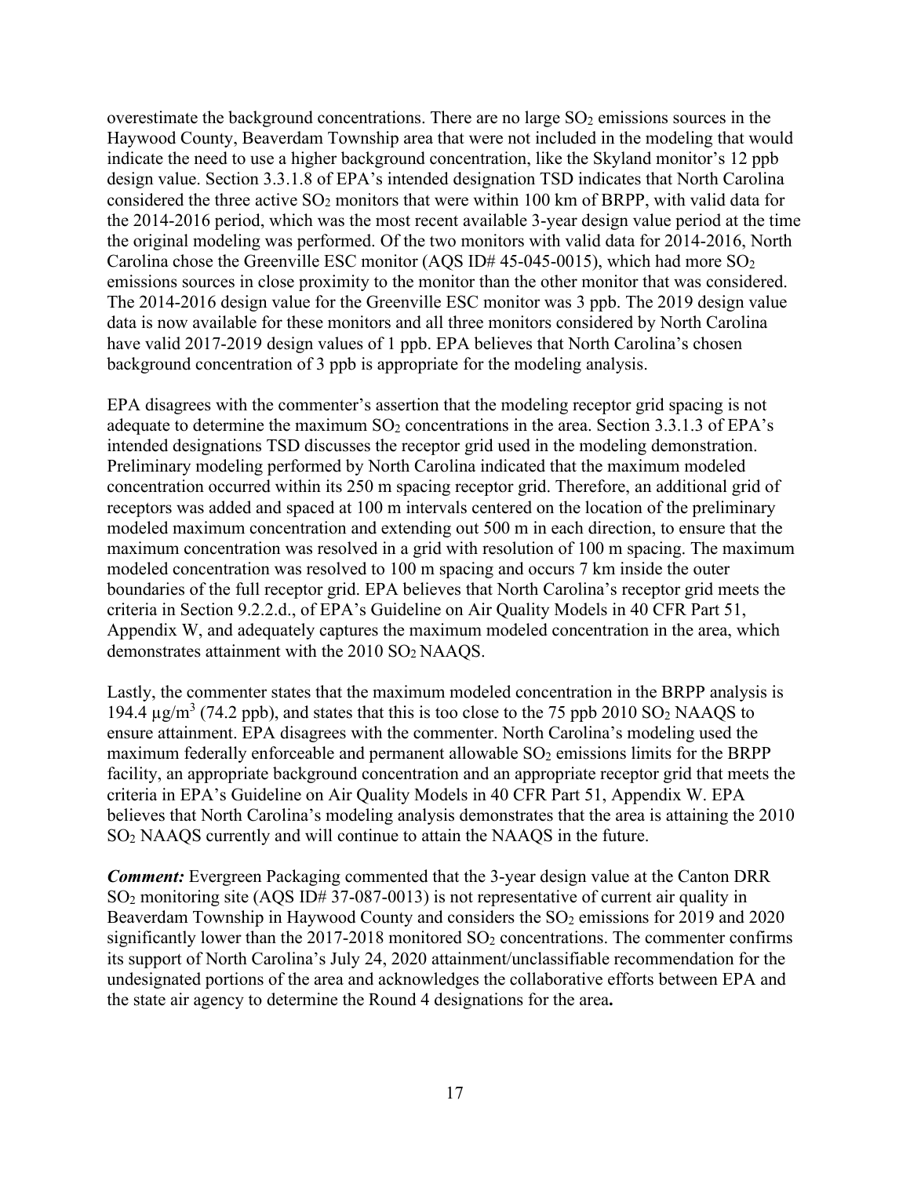overestimate the background concentrations. There are no large $SO_2$ emissions sources in the Haywood County, Beaverdam Township area that were not included in the modeling that would indicate the need to use a higher background concentration, like the Skyland monitor's 12 ppb design value. Section 3.3.1.8 of EPA's intended designation TSD indicates that North Carolina considered the three active $SO_2$ monitors that were within 100 km of BRPP, with valid data for the 2014-2016 period, which was the most recent available 3-year design value period at the time the original modeling was performed. Of the two monitors with valid data for 2014-2016, North Carolina chose the Greenville ESC monitor (AQS ID# 45-045-0015), which had more $SO_2$ emissions sources in close proximity to the monitor than the other monitor that was considered. The 2014-2016 design value for the Greenville ESC monitor was 3 ppb. The 2019 design value data is now available for these monitors and all three monitors considered by North Carolina have valid 2017-2019 design values of 1 ppb. EPA believes that North Carolina's chosen background concentration of 3 ppb is appropriate for the modeling analysis.

EPA disagrees with the commenter's assertion that the modeling receptor grid spacing is not adequate to determine the maximum $SO_2$ concentrations in the area. Section 3.3.1.3 of EPA's intended designations TSD discusses the receptor grid used in the modeling demonstration. Preliminary modeling performed by North Carolina indicated that the maximum modeled concentration occurred within its 250 m spacing receptor grid. Therefore, an additional grid of receptors was added and spaced at 100 m intervals centered on the location of the preliminary modeled maximum concentration and extending out 500 m in each direction, to ensure that the maximum concentration was resolved in a grid with resolution of 100 m spacing. The maximum modeled concentration was resolved to 100 m spacing and occurs 7 km inside the outer boundaries of the full receptor grid. EPA believes that North Carolina's receptor grid meets the criteria in Section 9.2.2.d., of EPA's Guideline on Air Quality Models in 40 CFR Part 51, Appendix W, and adequately captures the maximum modeled concentration in the area, which demonstrates attainment with the 2010 $SO_2$ NAAQS.

Lastly, the commenter states that the maximum modeled concentration in the BRPP analysis is 194.4 $\mu g/m^3$ (74.2 ppb), and states that this is too close to the 75 ppb 2010 $SO_2$ NAAQS to ensure attainment. EPA disagrees with the commenter. North Carolina's modeling used the maximum federally enforceable and permanent allowable $SO_2$ emissions limits for the BRPP facility, an appropriate background concentration and an appropriate receptor grid that meets the criteria in EPA's Guideline on Air Quality Models in 40 CFR Part 51, Appendix W. EPA believes that North Carolina's modeling analysis demonstrates that the area is attaining the 2010 $SO_2$ NAAQS currently and will continue to attain the NAAQS in the future.

***Comment:*** Evergreen Packaging commented that the 3-year design value at the Canton DRR $SO_2$ monitoring site (AQS ID# 37-087-0013) is not representative of current air quality in Beaverdam Township in Haywood County and considers the $SO_2$ emissions for 2019 and 2020 significantly lower than the 2017-2018 monitored $SO_2$ concentrations. The commenter confirms its support of North Carolina's July 24, 2020 attainment/unclassifiable recommendation for the undesignated portions of the area and acknowledges the collaborative efforts between EPA and the state air agency to determine the Round 4 designations for the area**.**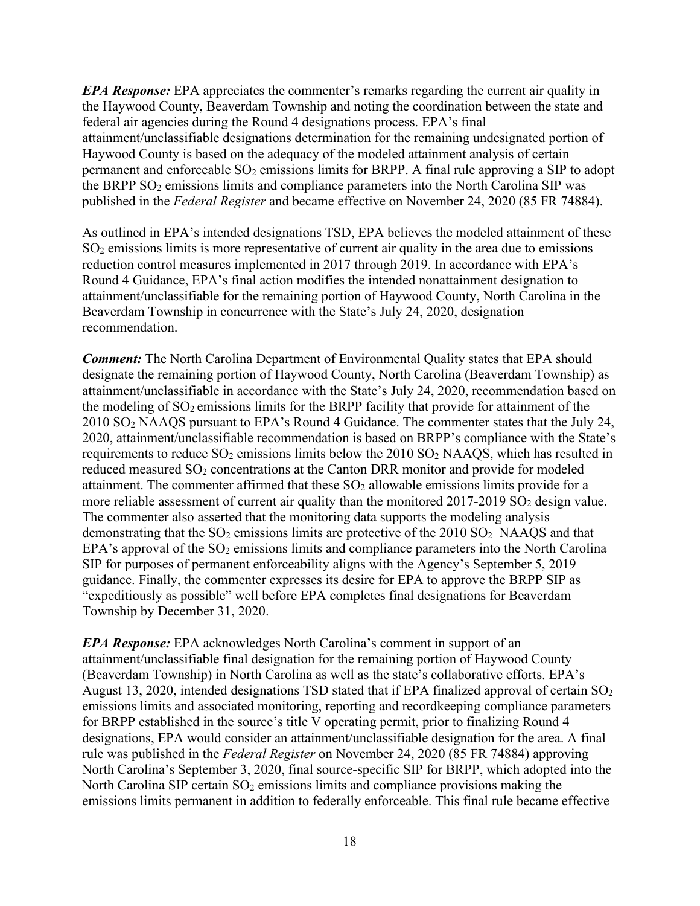***EPA Response:*** EPA appreciates the commenter's remarks regarding the current air quality in the Haywood County, Beaverdam Township and noting the coordination between the state and federal air agencies during the Round 4 designations process. EPA's final attainment/unclassifiable designations determination for the remaining undesignated portion of Haywood County is based on the adequacy of the modeled attainment analysis of certain permanent and enforceable $SO_2$ emissions limits for BRPP. A final rule approving a SIP to adopt the BRPP $SO_2$ emissions limits and compliance parameters into the North Carolina SIP was published in the *Federal Register* and became effective on November 24, 2020 (85 FR 74884).

As outlined in EPA's intended designations TSD, EPA believes the modeled attainment of these $SO_2$ emissions limits is more representative of current air quality in the area due to emissions reduction control measures implemented in 2017 through 2019. In accordance with EPA's Round 4 Guidance, EPA's final action modifies the intended nonattainment designation to attainment/unclassifiable for the remaining portion of Haywood County, North Carolina in the Beaverdam Township in concurrence with the State's July 24, 2020, designation recommendation.

***Comment:*** The North Carolina Department of Environmental Quality states that EPA should designate the remaining portion of Haywood County, North Carolina (Beaverdam Township) as attainment/unclassifiable in accordance with the State's July 24, 2020, recommendation based on the modeling of $SO_2$ emissions limits for the BRPP facility that provide for attainment of the 2010 $SO_2$ NAAQS pursuant to EPA's Round 4 Guidance. The commenter states that the July 24, 2020, attainment/unclassifiable recommendation is based on BRPP's compliance with the State's requirements to reduce $SO_2$ emissions limits below the 2010 $SO_2$ NAAQS, which has resulted in reduced measured $SO_2$ concentrations at the Canton DRR monitor and provide for modeled attainment. The commenter affirmed that these $SO_2$ allowable emissions limits provide for a more reliable assessment of current air quality than the monitored 2017-2019 $SO_2$ design value. The commenter also asserted that the monitoring data supports the modeling analysis demonstrating that the $SO_2$ emissions limits are protective of the 2010 $SO_2$ NAAQS and that EPA's approval of the $SO_2$ emissions limits and compliance parameters into the North Carolina SIP for purposes of permanent enforceability aligns with the Agency's September 5, 2019 guidance. Finally, the commenter expresses its desire for EPA to approve the BRPP SIP as "expeditiously as possible" well before EPA completes final designations for Beaverdam Township by December 31, 2020.

***EPA Response:*** EPA acknowledges North Carolina's comment in support of an attainment/unclassifiable final designation for the remaining portion of Haywood County (Beaverdam Township) in North Carolina as well as the state's collaborative efforts. EPA's August 13, 2020, intended designations TSD stated that if EPA finalized approval of certain $SO_2$ emissions limits and associated monitoring, reporting and recordkeeping compliance parameters for BRPP established in the source's title V operating permit, prior to finalizing Round 4 designations, EPA would consider an attainment/unclassifiable designation for the area. A final rule was published in the *Federal Register* on November 24, 2020 (85 FR 74884) approving North Carolina's September 3, 2020, final source-specific SIP for BRPP, which adopted into the North Carolina SIP certain $SO_2$ emissions limits and compliance provisions making the emissions limits permanent in addition to federally enforceable. This final rule became effective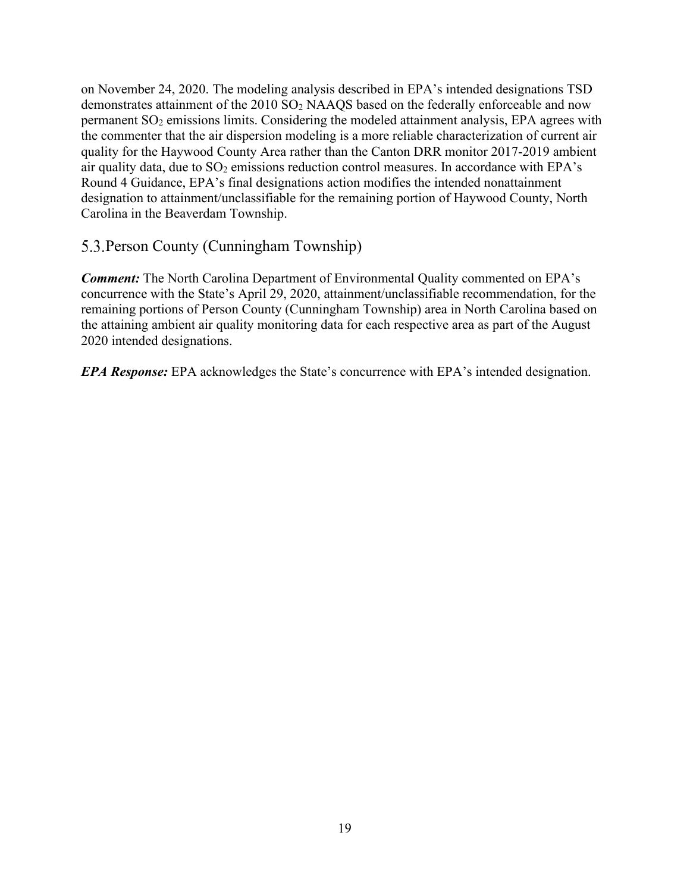on November 24, 2020. The modeling analysis described in EPA's intended designations TSD demonstrates attainment of the 2010 $SO_2$ NAAQS based on the federally enforceable and now permanent $SO_2$ emissions limits. Considering the modeled attainment analysis, EPA agrees with the commenter that the air dispersion modeling is a more reliable characterization of current air quality for the Haywood County Area rather than the Canton DRR monitor 2017-2019 ambient air quality data, due to $SO_2$ emissions reduction control measures. In accordance with EPA's Round 4 Guidance, EPA's final designations action modifies the intended nonattainment designation to attainment/unclassifiable for the remaining portion of Haywood County, North Carolina in the Beaverdam Township.

## 5.3. Person County (Cunningham Township)

***Comment:*** The North Carolina Department of Environmental Quality commented on EPA's concurrence with the State's April 29, 2020, attainment/unclassifiable recommendation, for the remaining portions of Person County (Cunningham Township) area in North Carolina based on the attaining ambient air quality monitoring data for each respective area as part of the August 2020 intended designations.

***EPA Response:*** EPA acknowledges the State's concurrence with EPA's intended designation.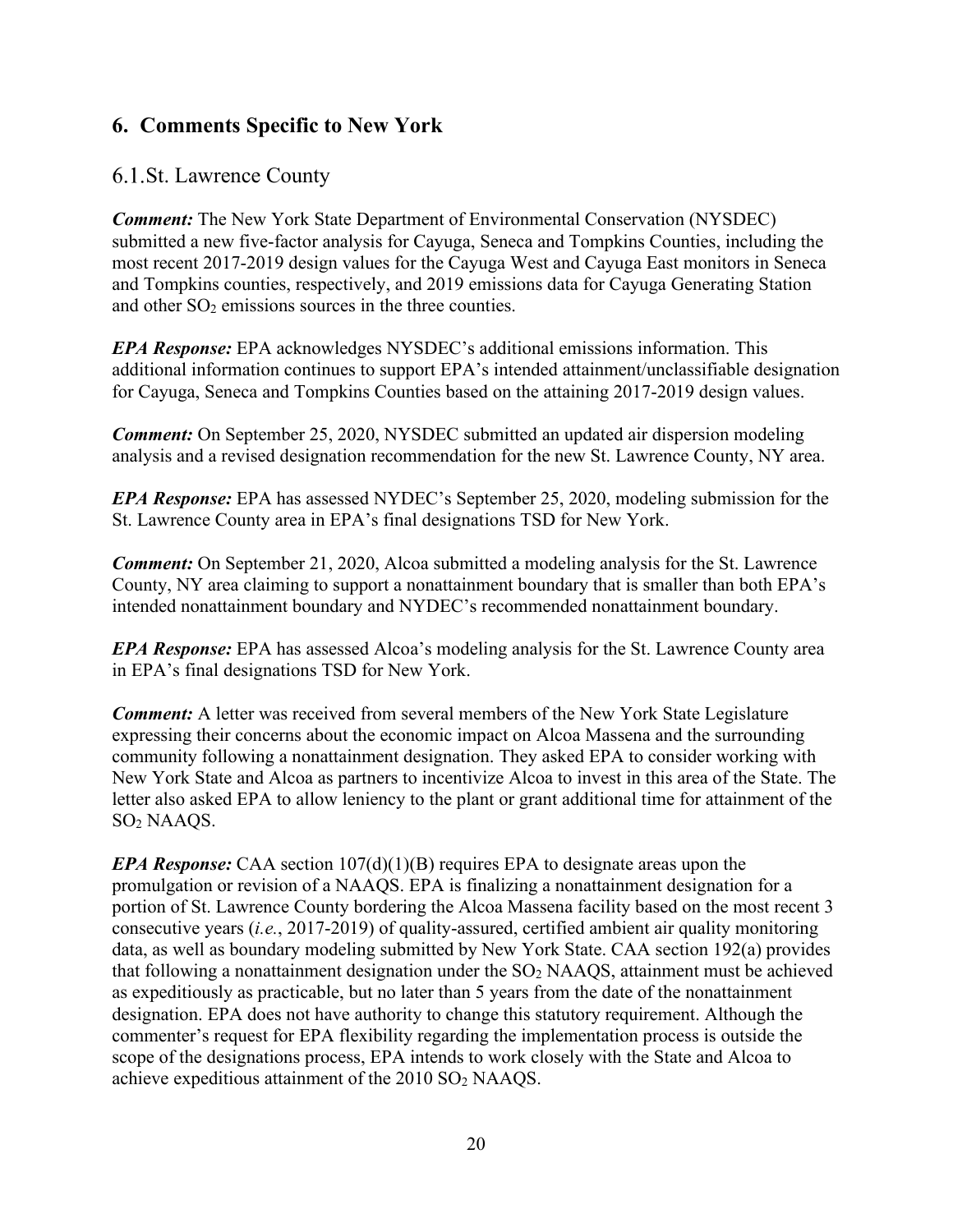## 6. Comments Specific to New York

### 6.1. St. Lawrence County

***Comment:*** The New York State Department of Environmental Conservation (NYSDEC) submitted a new five-factor analysis for Cayuga, Seneca and Tompkins Counties, including the most recent 2017-2019 design values for the Cayuga West and Cayuga East monitors in Seneca and Tompkins counties, respectively, and 2019 emissions data for Cayuga Generating Station and other $SO_2$ emissions sources in the three counties.

***EPA Response:*** EPA acknowledges NYSDEC's additional emissions information. This additional information continues to support EPA's intended attainment/unclassifiable designation for Cayuga, Seneca and Tompkins Counties based on the attaining 2017-2019 design values.

***Comment:*** On September 25, 2020, NYSDEC submitted an updated air dispersion modeling analysis and a revised designation recommendation for the new St. Lawrence County, NY area.

***EPA Response:*** EPA has assessed NYDEC's September 25, 2020, modeling submission for the St. Lawrence County area in EPA's final designations TSD for New York.

***Comment:*** On September 21, 2020, Alcoa submitted a modeling analysis for the St. Lawrence County, NY area claiming to support a nonattainment boundary that is smaller than both EPA's intended nonattainment boundary and NYDEC's recommended nonattainment boundary.

***EPA Response:*** EPA has assessed Alcoa's modeling analysis for the St. Lawrence County area in EPA's final designations TSD for New York.

***Comment:*** A letter was received from several members of the New York State Legislature expressing their concerns about the economic impact on Alcoa Massena and the surrounding community following a nonattainment designation. They asked EPA to consider working with New York State and Alcoa as partners to incentivize Alcoa to invest in this area of the State. The letter also asked EPA to allow leniency to the plant or grant additional time for attainment of the $SO_2$ NAAQS.

***EPA Response:*** CAA section 107(d)(1)(B) requires EPA to designate areas upon the promulgation or revision of a NAAQS. EPA is finalizing a nonattainment designation for a portion of St. Lawrence County bordering the Alcoa Massena facility based on the most recent 3 consecutive years (*i.e.*, 2017-2019) of quality-assured, certified ambient air quality monitoring data, as well as boundary modeling submitted by New York State. CAA section 192(a) provides that following a nonattainment designation under the $SO_2$ NAAQS, attainment must be achieved as expeditiously as practicable, but no later than 5 years from the date of the nonattainment designation. EPA does not have authority to change this statutory requirement. Although the commenter's request for EPA flexibility regarding the implementation process is outside the scope of the designations process, EPA intends to work closely with the State and Alcoa to achieve expeditious attainment of the 2010 $SO_2$ NAAQS.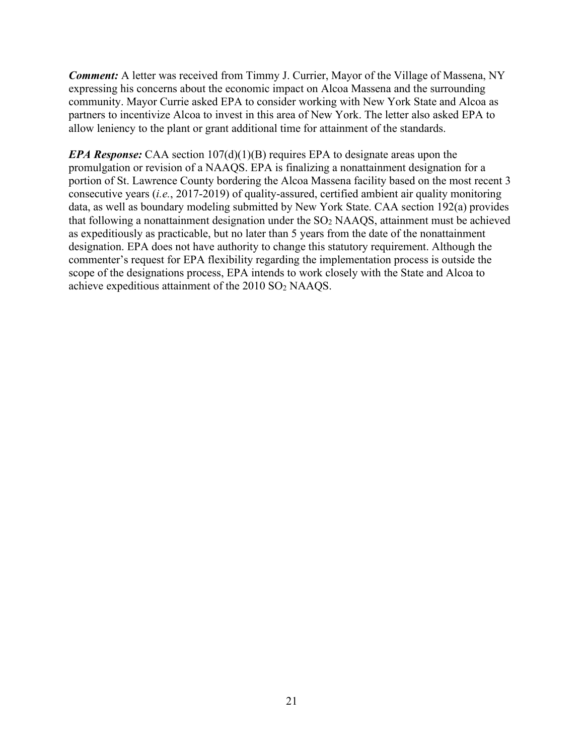***Comment:*** A letter was received from Timmy J. Currier, Mayor of the Village of Massena, NY expressing his concerns about the economic impact on Alcoa Massena and the surrounding community. Mayor Currie asked EPA to consider working with New York State and Alcoa as partners to incentivize Alcoa to invest in this area of New York. The letter also asked EPA to allow leniency to the plant or grant additional time for attainment of the standards.

***EPA Response:*** CAA section 107(d)(1)(B) requires EPA to designate areas upon the promulgation or revision of a NAAQS. EPA is finalizing a nonattainment designation for a portion of St. Lawrence County bordering the Alcoa Massena facility based on the most recent 3 consecutive years (*i.e.*, 2017-2019) of quality-assured, certified ambient air quality monitoring data, as well as boundary modeling submitted by New York State. CAA section 192(a) provides that following a nonattainment designation under the $SO_2$ NAAQS, attainment must be achieved as expeditiously as practicable, but no later than 5 years from the date of the nonattainment designation. EPA does not have authority to change this statutory requirement. Although the commenter's request for EPA flexibility regarding the implementation process is outside the scope of the designations process, EPA intends to work closely with the State and Alcoa to achieve expeditious attainment of the 2010 $SO_2$ NAAQS.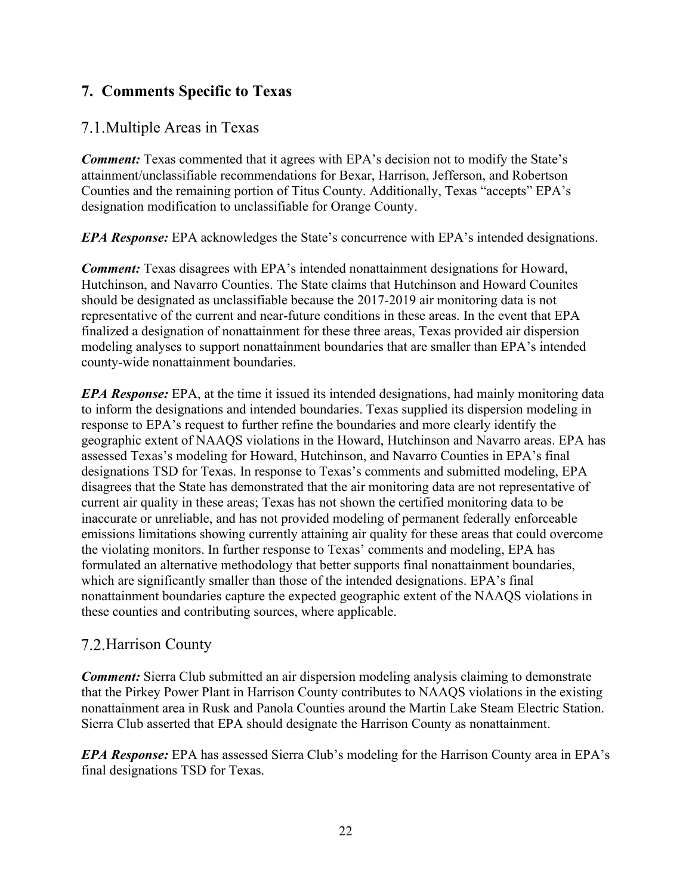# 7. Comments Specific to Texas

## 7.1. Multiple Areas in Texas

***Comment:*** Texas commented that it agrees with EPA's decision not to modify the State's attainment/unclassifiable recommendations for Bexar, Harrison, Jefferson, and Robertson Counties and the remaining portion of Titus County. Additionally, Texas "accepts" EPA's designation modification to unclassifiable for Orange County.

***EPA Response:*** EPA acknowledges the State's concurrence with EPA's intended designations.

***Comment:*** Texas disagrees with EPA's intended nonattainment designations for Howard, Hutchinson, and Navarro Counties. The State claims that Hutchinson and Howard Counites should be designated as unclassifiable because the 2017-2019 air monitoring data is not representative of the current and near-future conditions in these areas. In the event that EPA finalized a designation of nonattainment for these three areas, Texas provided air dispersion modeling analyses to support nonattainment boundaries that are smaller than EPA's intended county-wide nonattainment boundaries.

***EPA Response:*** EPA, at the time it issued its intended designations, had mainly monitoring data to inform the designations and intended boundaries. Texas supplied its dispersion modeling in response to EPA's request to further refine the boundaries and more clearly identify the geographic extent of NAAQS violations in the Howard, Hutchinson and Navarro areas. EPA has assessed Texas's modeling for Howard, Hutchinson, and Navarro Counties in EPA's final designations TSD for Texas. In response to Texas's comments and submitted modeling, EPA disagrees that the State has demonstrated that the air monitoring data are not representative of current air quality in these areas; Texas has not shown the certified monitoring data to be inaccurate or unreliable, and has not provided modeling of permanent federally enforceable emissions limitations showing currently attaining air quality for these areas that could overcome the violating monitors. In further response to Texas' comments and modeling, EPA has formulated an alternative methodology that better supports final nonattainment boundaries, which are significantly smaller than those of the intended designations. EPA's final nonattainment boundaries capture the expected geographic extent of the NAAQS violations in these counties and contributing sources, where applicable.

## 7.2. Harrison County

***Comment:*** Sierra Club submitted an air dispersion modeling analysis claiming to demonstrate that the Pirkey Power Plant in Harrison County contributes to NAAQS violations in the existing nonattainment area in Rusk and Panola Counties around the Martin Lake Steam Electric Station. Sierra Club asserted that EPA should designate the Harrison County as nonattainment.

***EPA Response:*** EPA has assessed Sierra Club's modeling for the Harrison County area in EPA's final designations TSD for Texas.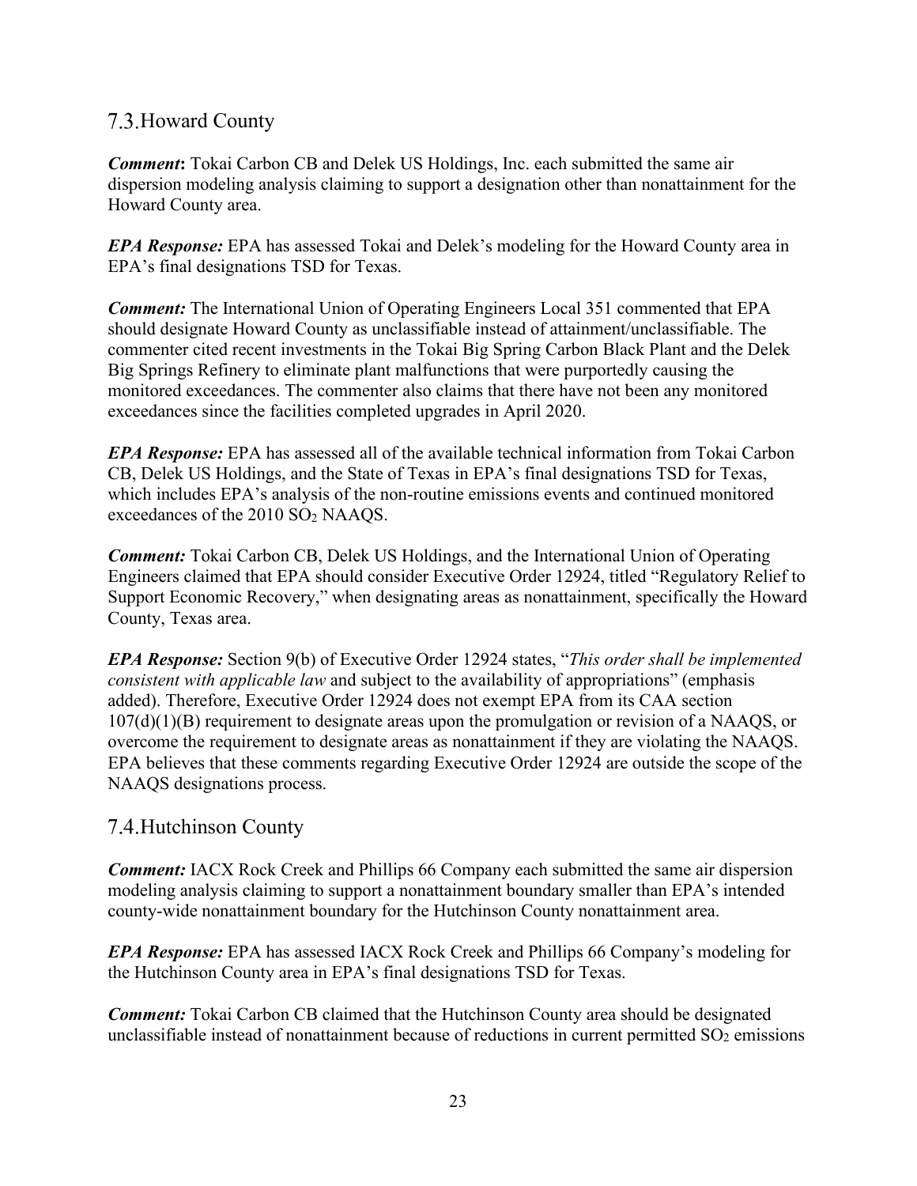## 7.3. Howard County

***Comment*:** Tokai Carbon CB and Delek US Holdings, Inc. each submitted the same air dispersion modeling analysis claiming to support a designation other than nonattainment for the Howard County area.

***EPA Response:*** EPA has assessed Tokai and Delek's modeling for the Howard County area in EPA's final designations TSD for Texas.

***Comment:*** The International Union of Operating Engineers Local 351 commented that EPA should designate Howard County as unclassifiable instead of attainment/unclassifiable. The commenter cited recent investments in the Tokai Big Spring Carbon Black Plant and the Delek Big Springs Refinery to eliminate plant malfunctions that were purportedly causing the monitored exceedances. The commenter also claims that there have not been any monitored exceedances since the facilities completed upgrades in April 2020.

***EPA Response:*** EPA has assessed all of the available technical information from Tokai Carbon CB, Delek US Holdings, and the State of Texas in EPA's final designations TSD for Texas, which includes EPA's analysis of the non-routine emissions events and continued monitored exceedances of the 2010 $SO_2$ NAAQS.

***Comment:*** Tokai Carbon CB, Delek US Holdings, and the International Union of Operating Engineers claimed that EPA should consider Executive Order 12924, titled "Regulatory Relief to Support Economic Recovery," when designating areas as nonattainment, specifically the Howard County, Texas area.

***EPA Response:*** Section 9(b) of Executive Order 12924 states, "*This order shall be implemented consistent with applicable law* and subject to the availability of appropriations" (emphasis added). Therefore, Executive Order 12924 does not exempt EPA from its CAA section 107(d)(1)(B) requirement to designate areas upon the promulgation or revision of a NAAQS, or overcome the requirement to designate areas as nonattainment if they are violating the NAAQS. EPA believes that these comments regarding Executive Order 12924 are outside the scope of the NAAQS designations process.

## 7.4. Hutchinson County

***Comment:*** IACX Rock Creek and Phillips 66 Company each submitted the same air dispersion modeling analysis claiming to support a nonattainment boundary smaller than EPA's intended county-wide nonattainment boundary for the Hutchinson County nonattainment area.

***EPA Response:*** EPA has assessed IACX Rock Creek and Phillips 66 Company's modeling for the Hutchinson County area in EPA's final designations TSD for Texas.

***Comment:*** Tokai Carbon CB claimed that the Hutchinson County area should be designated unclassifiable instead of nonattainment because of reductions in current permitted $SO_2$ emissions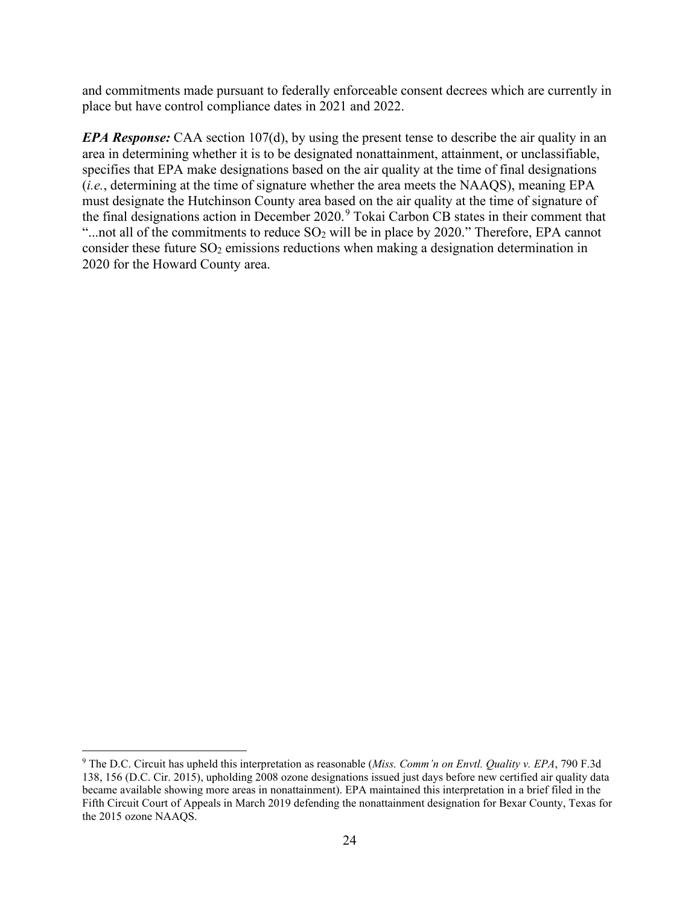and commitments made pursuant to federally enforceable consent decrees which are currently in place but have control compliance dates in 2021 and 2022.

***EPA Response:*** CAA section 107(d), by using the present tense to describe the air quality in an area in determining whether it is to be designated nonattainment, attainment, or unclassifiable, specifies that EPA make designations based on the air quality at the time of final designations (*i.e.*, determining at the time of signature whether the area meets the NAAQS), meaning EPA must designate the Hutchinson County area based on the air quality at the time of signature of the final designations action in December 2020.[9] Tokai Carbon CB states in their comment that "...not all of the commitments to reduce $SO_2$ will be in place by 2020." Therefore, EPA cannot consider these future $SO_2$ emissions reductions when making a designation determination in 2020 for the Howard County area.

---

[9] The D.C. Circuit has upheld this interpretation as reasonable (*Miss. Comm'n on Envtl. Quality v. EPA*, 790 F.3d 138, 156 (D.C. Cir. 2015), upholding 2008 ozone designations issued just days before new certified air quality data became available showing more areas in nonattainment). EPA maintained this interpretation in a brief filed in the Fifth Circuit Court of Appeals in March 2019 defending the nonattainment designation for Bexar County, Texas for the 2015 ozone NAAQS.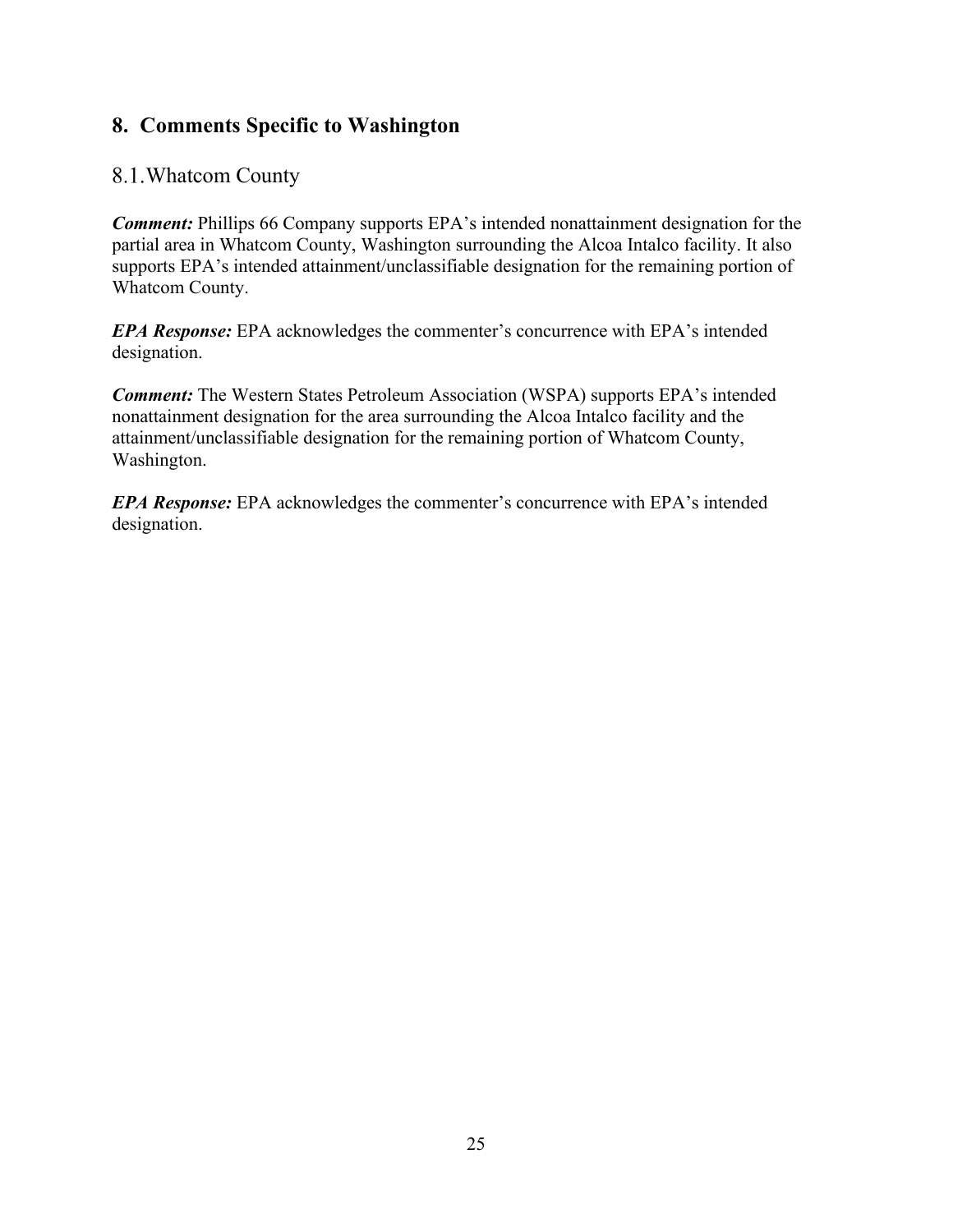## 8. Comments Specific to Washington

### 8.1. Whatcom County

***Comment:*** Phillips 66 Company supports EPA's intended nonattainment designation for the partial area in Whatcom County, Washington surrounding the Alcoa Intalco facility. It also supports EPA's intended attainment/unclassifiable designation for the remaining portion of Whatcom County.

***EPA Response:*** EPA acknowledges the commenter's concurrence with EPA's intended designation.

***Comment:*** The Western States Petroleum Association (WSPA) supports EPA's intended nonattainment designation for the area surrounding the Alcoa Intalco facility and the attainment/unclassifiable designation for the remaining portion of Whatcom County, Washington.

***EPA Response:*** EPA acknowledges the commenter's concurrence with EPA's intended designation.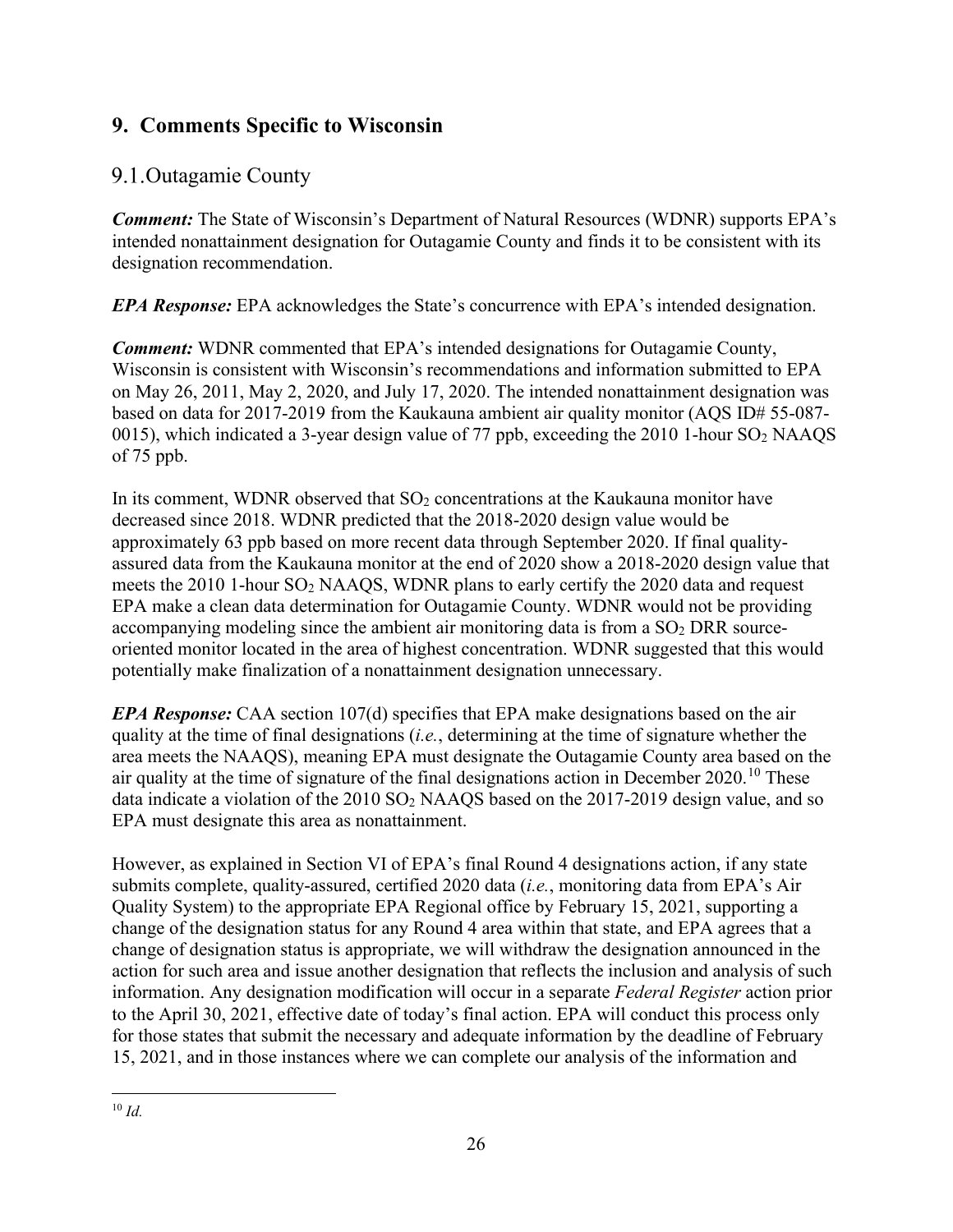## 9. Comments Specific to Wisconsin

### 9.1. Outagamie County

***Comment:*** The State of Wisconsin's Department of Natural Resources (WDNR) supports EPA's intended nonattainment designation for Outagamie County and finds it to be consistent with its designation recommendation.

***EPA Response:*** EPA acknowledges the State's concurrence with EPA's intended designation.

***Comment:*** WDNR commented that EPA's intended designations for Outagamie County, Wisconsin is consistent with Wisconsin's recommendations and information submitted to EPA on May 26, 2011, May 2, 2020, and July 17, 2020. The intended nonattainment designation was based on data for 2017-2019 from the Kaukauna ambient air quality monitor (AQS ID# 55-087-0015), which indicated a 3-year design value of 77 ppb, exceeding the 2010 1-hour $SO_2$ NAAQS of 75 ppb.

In its comment, WDNR observed that $SO_2$ concentrations at the Kaukauna monitor have decreased since 2018. WDNR predicted that the 2018-2020 design value would be approximately 63 ppb based on more recent data through September 2020. If final quality-assured data from the Kaukauna monitor at the end of 2020 show a 2018-2020 design value that meets the 2010 1-hour $SO_2$ NAAQS, WDNR plans to early certify the 2020 data and request EPA make a clean data determination for Outagamie County. WDNR would not be providing accompanying modeling since the ambient air monitoring data is from a $SO_2$ DRR source-oriented monitor located in the area of highest concentration. WDNR suggested that this would potentially make finalization of a nonattainment designation unnecessary.

***EPA Response:*** CAA section 107(d) specifies that EPA make designations based on the air quality at the time of final designations (*i.e.*, determining at the time of signature whether the area meets the NAAQS), meaning EPA must designate the Outagamie County area based on the air quality at the time of signature of the final designations action in December 2020.[10] These data indicate a violation of the 2010 $SO_2$ NAAQS based on the 2017-2019 design value, and so EPA must designate this area as nonattainment.

However, as explained in Section VI of EPA's final Round 4 designations action, if any state submits complete, quality-assured, certified 2020 data (*i.e.*, monitoring data from EPA's Air Quality System) to the appropriate EPA Regional office by February 15, 2021, supporting a change of the designation status for any Round 4 area within that state, and EPA agrees that a change of designation status is appropriate, we will withdraw the designation announced in the action for such area and issue another designation that reflects the inclusion and analysis of such information. Any designation modification will occur in a separate *Federal Register* action prior to the April 30, 2021, effective date of today's final action. EPA will conduct this process only for those states that submit the necessary and adequate information by the deadline of February 15, 2021, and in those instances where we can complete our analysis of the information and

[10] *Id.*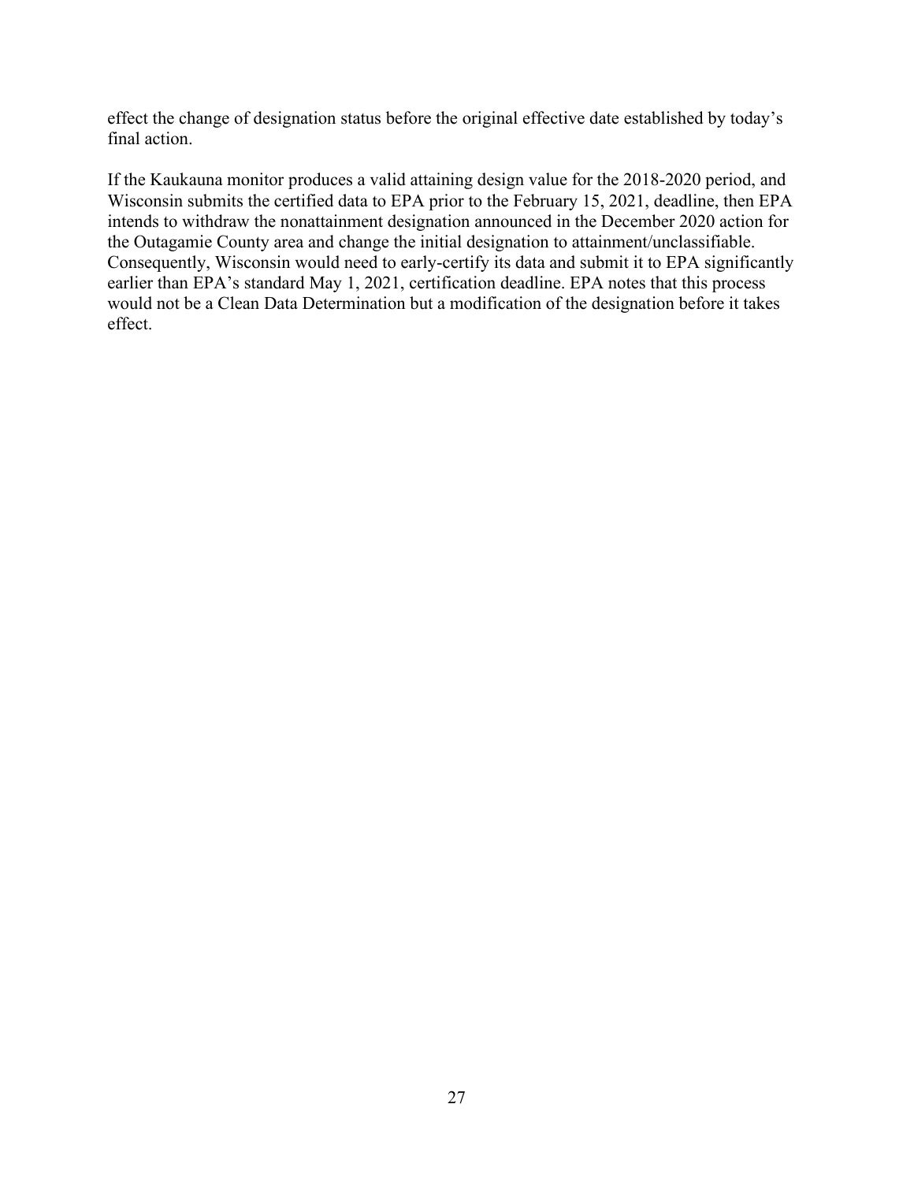effect the change of designation status before the original effective date established by today's final action.

If the Kaukauna monitor produces a valid attaining design value for the 2018-2020 period, and Wisconsin submits the certified data to EPA prior to the February 15, 2021, deadline, then EPA intends to withdraw the nonattainment designation announced in the December 2020 action for the Outagamie County area and change the initial designation to attainment/unclassifiable. Consequently, Wisconsin would need to early-certify its data and submit it to EPA significantly earlier than EPA's standard May 1, 2021, certification deadline. EPA notes that this process would not be a Clean Data Determination but a modification of the designation before it takes effect.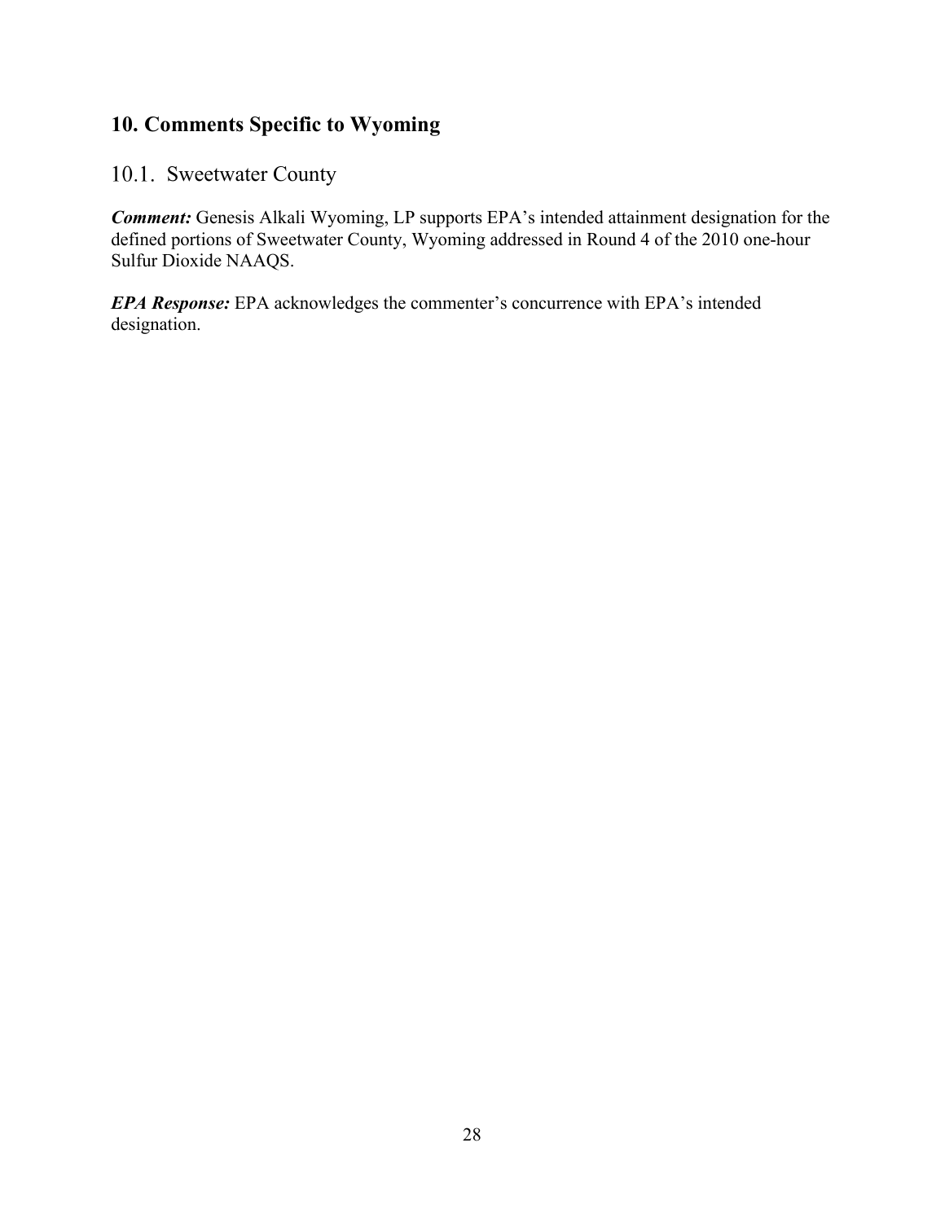## 10. Comments Specific to Wyoming

### 10.1. Sweetwater County

***Comment:*** Genesis Alkali Wyoming, LP supports EPA's intended attainment designation for the defined portions of Sweetwater County, Wyoming addressed in Round 4 of the 2010 one-hour Sulfur Dioxide NAAQS.

***EPA Response:*** EPA acknowledges the commenter's concurrence with EPA's intended designation.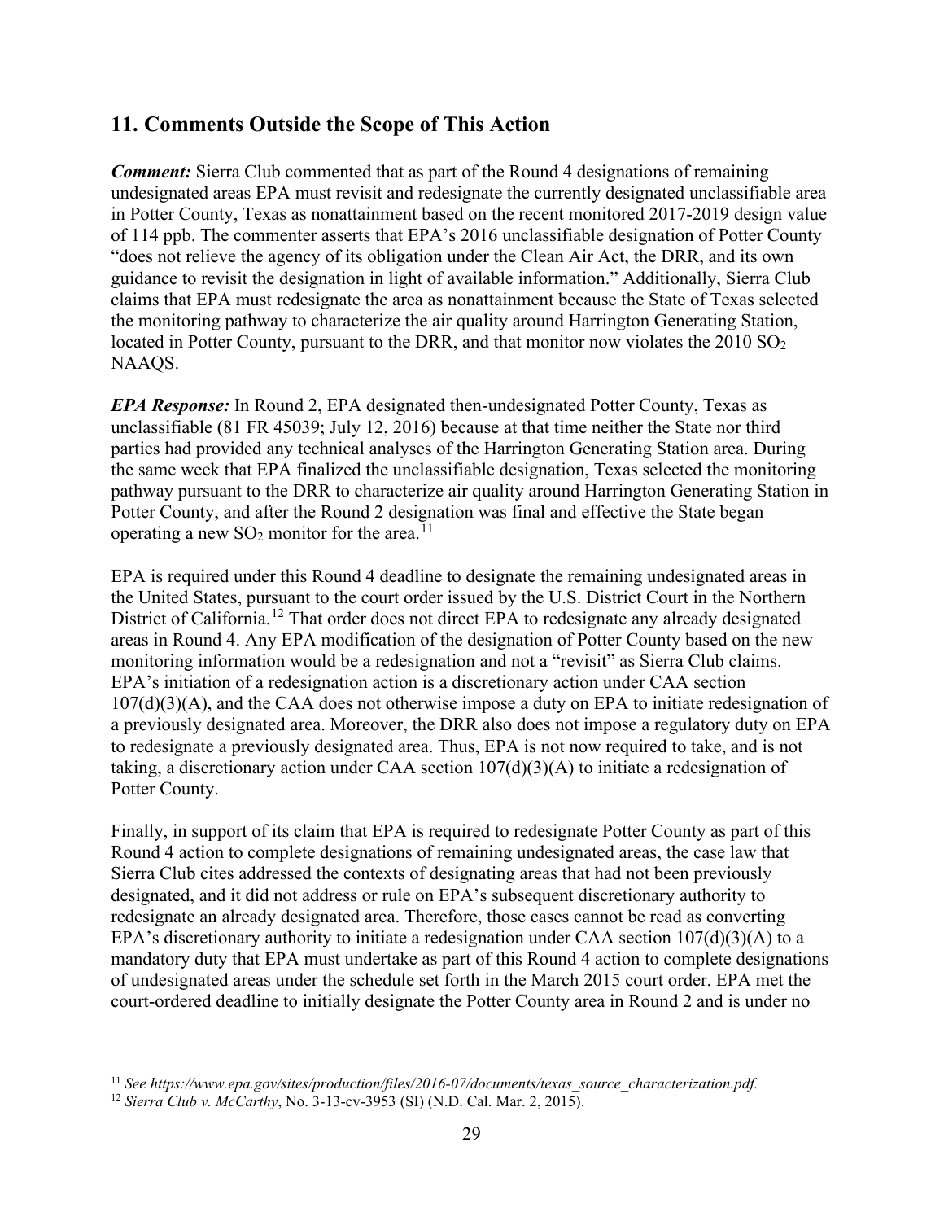## 11. Comments Outside the Scope of This Action

***Comment:*** Sierra Club commented that as part of the Round 4 designations of remaining undesignated areas EPA must revisit and redesignate the currently designated unclassifiable area in Potter County, Texas as nonattainment based on the recent monitored 2017-2019 design value of 114 ppb. The commenter asserts that EPA's 2016 unclassifiable designation of Potter County "does not relieve the agency of its obligation under the Clean Air Act, the DRR, and its own guidance to revisit the designation in light of available information." Additionally, Sierra Club claims that EPA must redesignate the area as nonattainment because the State of Texas selected the monitoring pathway to characterize the air quality around Harrington Generating Station, located in Potter County, pursuant to the DRR, and that monitor now violates the 2010 $SO_2$ NAAQS.

***EPA Response:*** In Round 2, EPA designated then-undesignated Potter County, Texas as unclassifiable (81 FR 45039; July 12, 2016) because at that time neither the State nor third parties had provided any technical analyses of the Harrington Generating Station area. During the same week that EPA finalized the unclassifiable designation, Texas selected the monitoring pathway pursuant to the DRR to characterize air quality around Harrington Generating Station in Potter County, and after the Round 2 designation was final and effective the State began operating a new $SO_2$ monitor for the area.[11]

EPA is required under this Round 4 deadline to designate the remaining undesignated areas in the United States, pursuant to the court order issued by the U.S. District Court in the Northern District of California.[12] That order does not direct EPA to redesignate any already designated areas in Round 4. Any EPA modification of the designation of Potter County based on the new monitoring information would be a redesignation and not a "revisit" as Sierra Club claims. EPA's initiation of a redesignation action is a discretionary action under CAA section 107(d)(3)(A), and the CAA does not otherwise impose a duty on EPA to initiate redesignation of a previously designated area. Moreover, the DRR also does not impose a regulatory duty on EPA to redesignate a previously designated area. Thus, EPA is not now required to take, and is not taking, a discretionary action under CAA section 107(d)(3)(A) to initiate a redesignation of Potter County.

Finally, in support of its claim that EPA is required to redesignate Potter County as part of this Round 4 action to complete designations of remaining undesignated areas, the case law that Sierra Club cites addressed the contexts of designating areas that had not been previously designated, and it did not address or rule on EPA's subsequent discretionary authority to redesignate an already designated area. Therefore, those cases cannot be read as converting EPA's discretionary authority to initiate a redesignation under CAA section 107(d)(3)(A) to a mandatory duty that EPA must undertake as part of this Round 4 action to complete designations of undesignated areas under the schedule set forth in the March 2015 court order. EPA met the court-ordered deadline to initially designate the Potter County area in Round 2 and is under no

---

[11] *See https://www.epa.gov/sites/production/files/2016-07/documents/texas_source_characterization.pdf.*

[12] *Sierra Club v. McCarthy*, No. 3-13-cv-3953 (SI) (N.D. Cal. Mar. 2, 2015).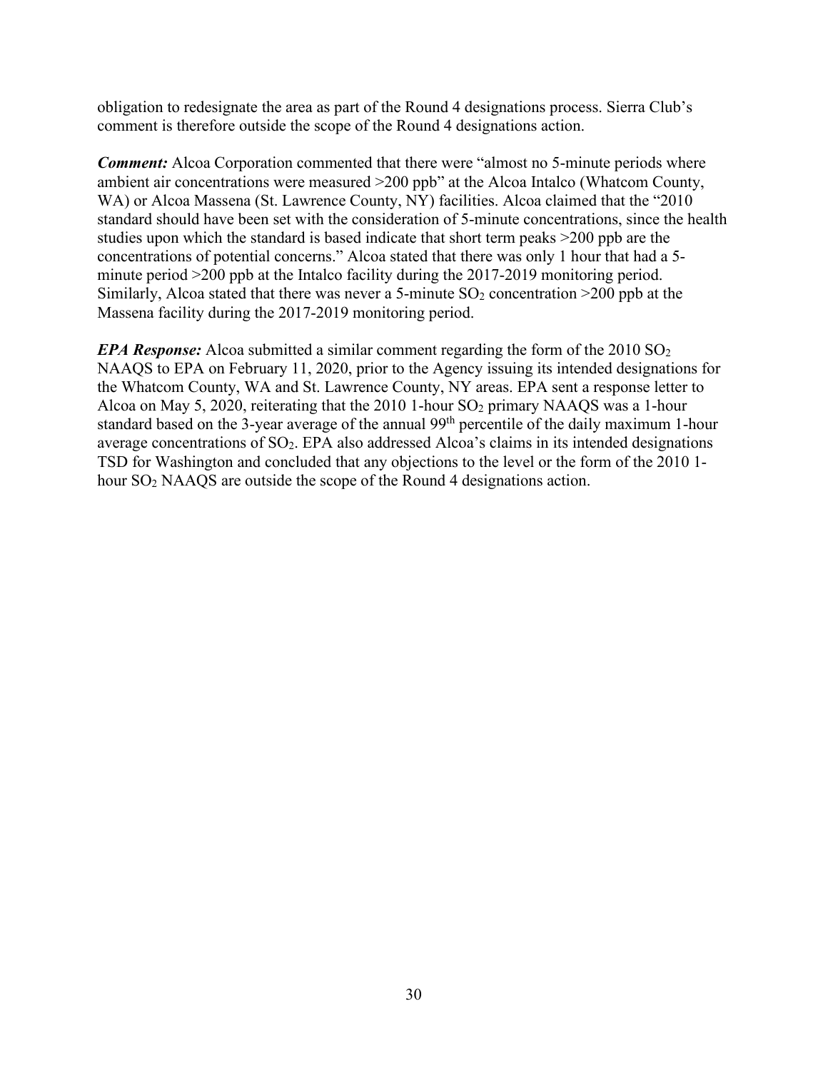obligation to redesignate the area as part of the Round 4 designations process. Sierra Club's comment is therefore outside the scope of the Round 4 designations action.

***Comment:*** Alcoa Corporation commented that there were "almost no 5-minute periods where ambient air concentrations were measured >200 ppb" at the Alcoa Intalco (Whatcom County, WA) or Alcoa Massena (St. Lawrence County, NY) facilities. Alcoa claimed that the "2010 standard should have been set with the consideration of 5-minute concentrations, since the health studies upon which the standard is based indicate that short term peaks >200 ppb are the concentrations of potential concerns." Alcoa stated that there was only 1 hour that had a 5-minute period >200 ppb at the Intalco facility during the 2017-2019 monitoring period. Similarly, Alcoa stated that there was never a 5-minute $SO_2$ concentration >200 ppb at the Massena facility during the 2017-2019 monitoring period.

***EPA Response:*** Alcoa submitted a similar comment regarding the form of the 2010 $SO_2$ NAAQS to EPA on February 11, 2020, prior to the Agency issuing its intended designations for the Whatcom County, WA and St. Lawrence County, NY areas. EPA sent a response letter to Alcoa on May 5, 2020, reiterating that the 2010 1-hour $SO_2$ primary NAAQS was a 1-hour standard based on the 3-year average of the annual $99^{th}$ percentile of the daily maximum 1-hour average concentrations of $SO_2$. EPA also addressed Alcoa's claims in its intended designations TSD for Washington and concluded that any objections to the level or the form of the 2010 1-hour $SO_2$ NAAQS are outside the scope of the Round 4 designations action.